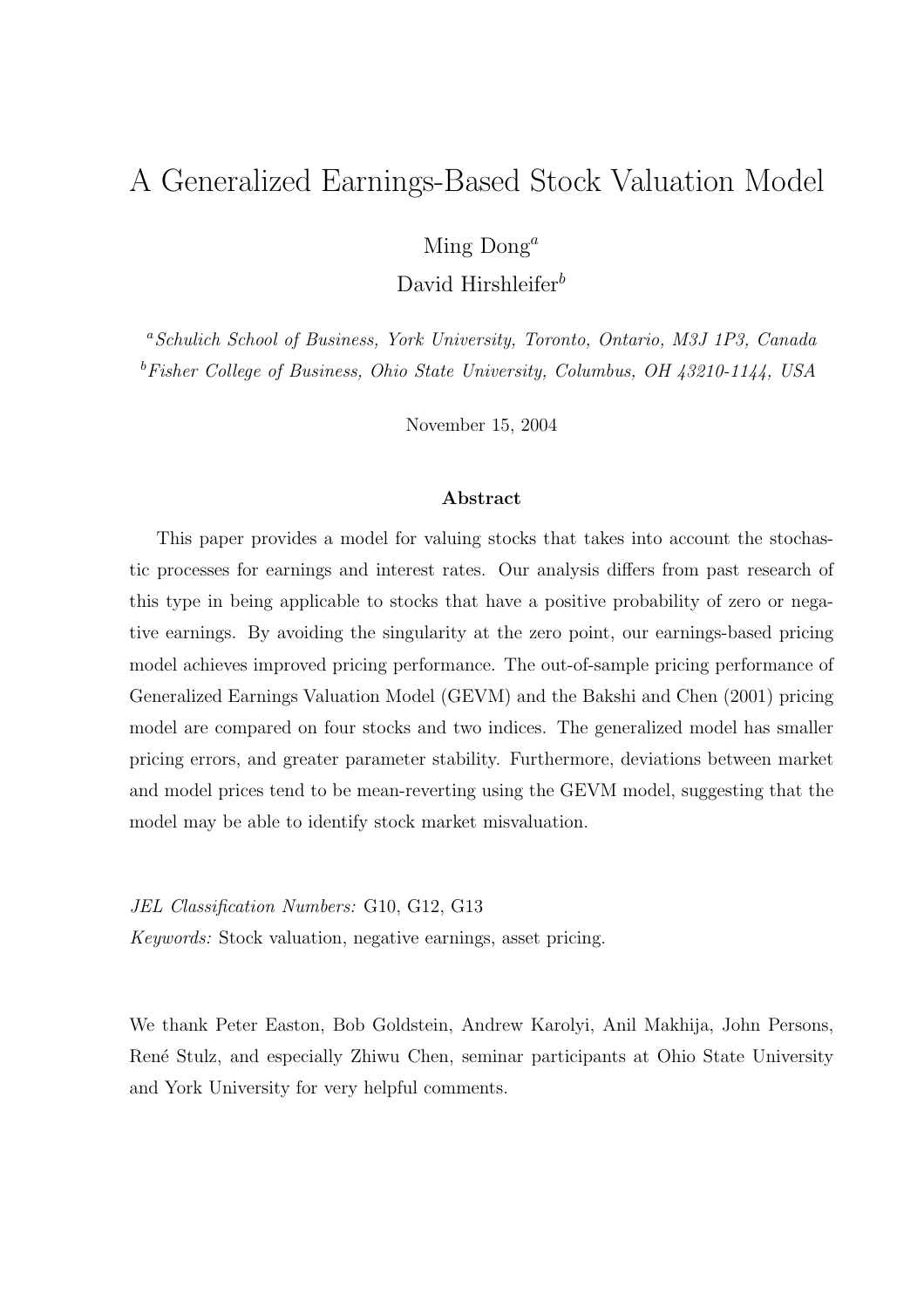# A Generalized Earnings-Based Stock Valuation Model

Ming Dong[a]

David Hirshleifer[b]

[a]*Schulich School of Business, York University, Toronto, Ontario, M3J 1P3, Canada*

[b]*Fisher College of Business, Ohio State University, Columbus, OH 43210-1144, USA*

November 15, 2004

**Abstract**

This paper provides a model for valuing stocks that takes into account the stochastic processes for earnings and interest rates. Our analysis differs from past research of this type in being applicable to stocks that have a positive probability of zero or negative earnings. By avoiding the singularity at the zero point, our earnings-based pricing model achieves improved pricing performance. The out-of-sample pricing performance of Generalized Earnings Valuation Model (GEVM) and the Bakshi and Chen (2001) pricing model are compared on four stocks and two indices. The generalized model has smaller pricing errors, and greater parameter stability. Furthermore, deviations between market and model prices tend to be mean-reverting using the GEVM model, suggesting that the model may be able to identify stock market misvaluation.

*JEL Classification Numbers:* G10, G12, G13

*Keywords:* Stock valuation, negative earnings, asset pricing.

We thank Peter Easton, Bob Goldstein, Andrew Karolyi, Anil Makhija, John Persons, René Stulz, and especially Zhiwu Chen, seminar participants at Ohio State University and York University for very helpful comments.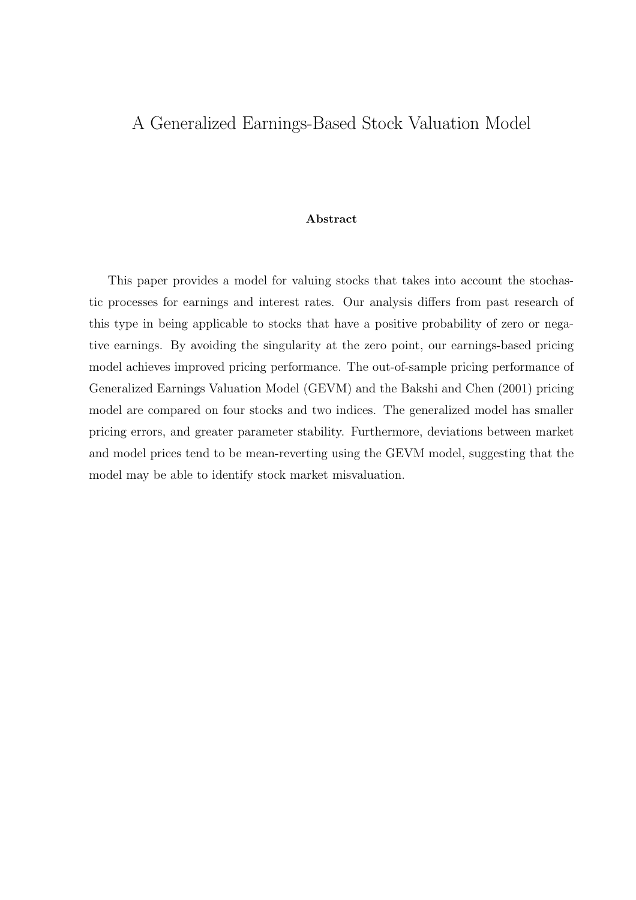# A Generalized Earnings-Based Stock Valuation Model

### Abstract

This paper provides a model for valuing stocks that takes into account the stochastic processes for earnings and interest rates. Our analysis differs from past research of this type in being applicable to stocks that have a positive probability of zero or negative earnings. By avoiding the singularity at the zero point, our earnings-based pricing model achieves improved pricing performance. The out-of-sample pricing performance of Generalized Earnings Valuation Model (GEVM) and the Bakshi and Chen (2001) pricing model are compared on four stocks and two indices. The generalized model has smaller pricing errors, and greater parameter stability. Furthermore, deviations between market and model prices tend to be mean-reverting using the GEVM model, suggesting that the model may be able to identify stock market misvaluation.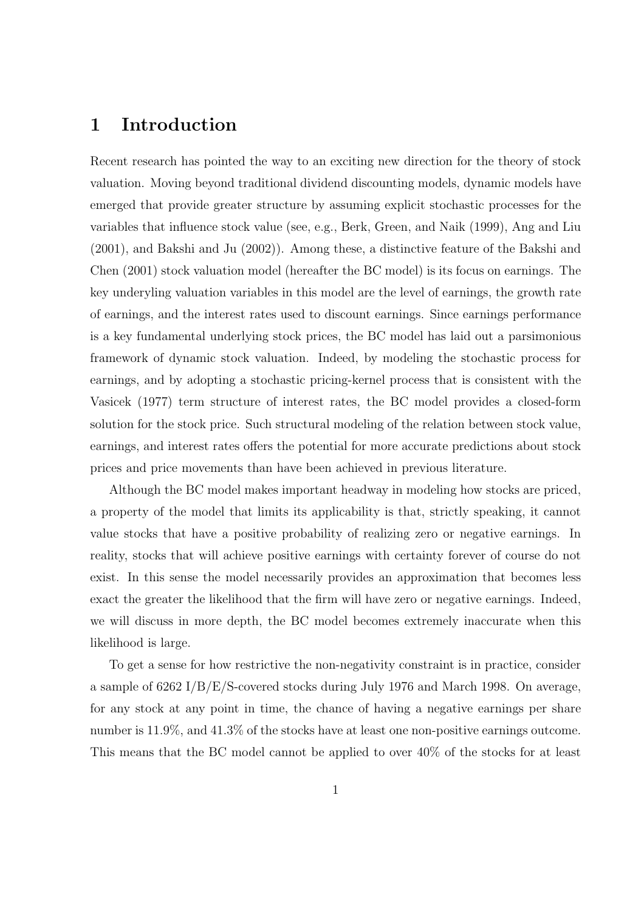# 1 Introduction

Recent research has pointed the way to an exciting new direction for the theory of stock valuation. Moving beyond traditional dividend discounting models, dynamic models have emerged that provide greater structure by assuming explicit stochastic processes for the variables that influence stock value (see, e.g., Berk, Green, and Naik (1999), Ang and Liu (2001), and Bakshi and Ju (2002)). Among these, a distinctive feature of the Bakshi and Chen (2001) stock valuation model (hereafter the BC model) is its focus on earnings. The key underyling valuation variables in this model are the level of earnings, the growth rate of earnings, and the interest rates used to discount earnings. Since earnings performance is a key fundamental underlying stock prices, the BC model has laid out a parsimonious framework of dynamic stock valuation. Indeed, by modeling the stochastic process for earnings, and by adopting a stochastic pricing-kernel process that is consistent with the Vasicek (1977) term structure of interest rates, the BC model provides a closed-form solution for the stock price. Such structural modeling of the relation between stock value, earnings, and interest rates offers the potential for more accurate predictions about stock prices and price movements than have been achieved in previous literature.

Although the BC model makes important headway in modeling how stocks are priced, a property of the model that limits its applicability is that, strictly speaking, it cannot value stocks that have a positive probability of realizing zero or negative earnings. In reality, stocks that will achieve positive earnings with certainty forever of course do not exist. In this sense the model necessarily provides an approximation that becomes less exact the greater the likelihood that the firm will have zero or negative earnings. Indeed, we will discuss in more depth, the BC model becomes extremely inaccurate when this likelihood is large.

To get a sense for how restrictive the non-negativity constraint is in practice, consider a sample of 6262 I/B/E/S-covered stocks during July 1976 and March 1998. On average, for any stock at any point in time, the chance of having a negative earnings per share number is 11.9%, and 41.3% of the stocks have at least one non-positive earnings outcome. This means that the BC model cannot be applied to over 40% of the stocks for at least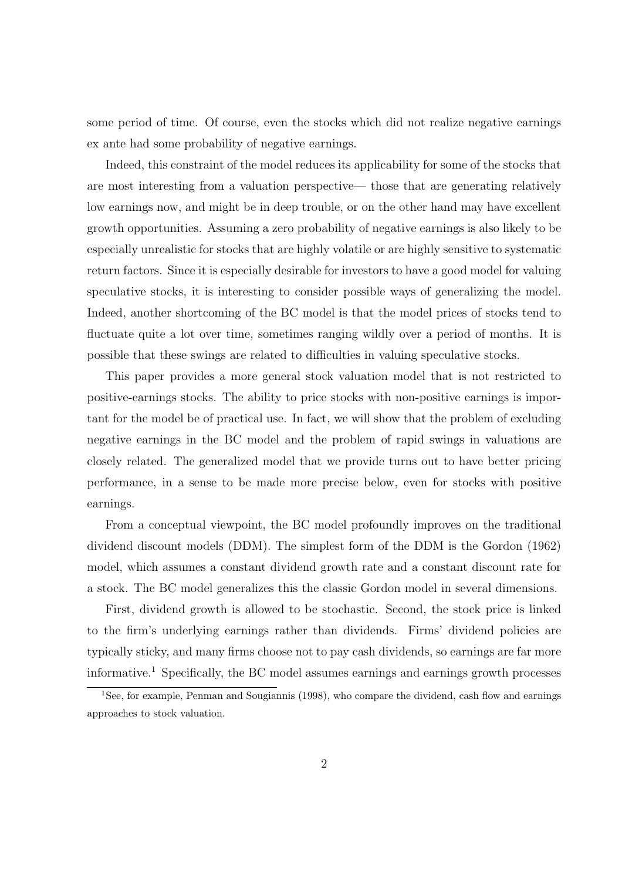some period of time. Of course, even the stocks which did not realize negative earnings ex ante had some probability of negative earnings.

Indeed, this constraint of the model reduces its applicability for some of the stocks that are most interesting from a valuation perspective— those that are generating relatively low earnings now, and might be in deep trouble, or on the other hand may have excellent growth opportunities. Assuming a zero probability of negative earnings is also likely to be especially unrealistic for stocks that are highly volatile or are highly sensitive to systematic return factors. Since it is especially desirable for investors to have a good model for valuing speculative stocks, it is interesting to consider possible ways of generalizing the model. Indeed, another shortcoming of the BC model is that the model prices of stocks tend to fluctuate quite a lot over time, sometimes ranging wildly over a period of months. It is possible that these swings are related to difficulties in valuing speculative stocks.

This paper provides a more general stock valuation model that is not restricted to positive-earnings stocks. The ability to price stocks with non-positive earnings is important for the model be of practical use. In fact, we will show that the problem of excluding negative earnings in the BC model and the problem of rapid swings in valuations are closely related. The generalized model that we provide turns out to have better pricing performance, in a sense to be made more precise below, even for stocks with positive earnings.

From a conceptual viewpoint, the BC model profoundly improves on the traditional dividend discount models (DDM). The simplest form of the DDM is the Gordon (1962) model, which assumes a constant dividend growth rate and a constant discount rate for a stock. The BC model generalizes this the classic Gordon model in several dimensions.

First, dividend growth is allowed to be stochastic. Second, the stock price is linked to the firm's underlying earnings rather than dividends. Firms' dividend policies are typically sticky, and many firms choose not to pay cash dividends, so earnings are far more informative.[1] Specifically, the BC model assumes earnings and earnings growth processes

[1] See, for example, Penman and Sougiannis (1998), who compare the dividend, cash flow and earnings approaches to stock valuation.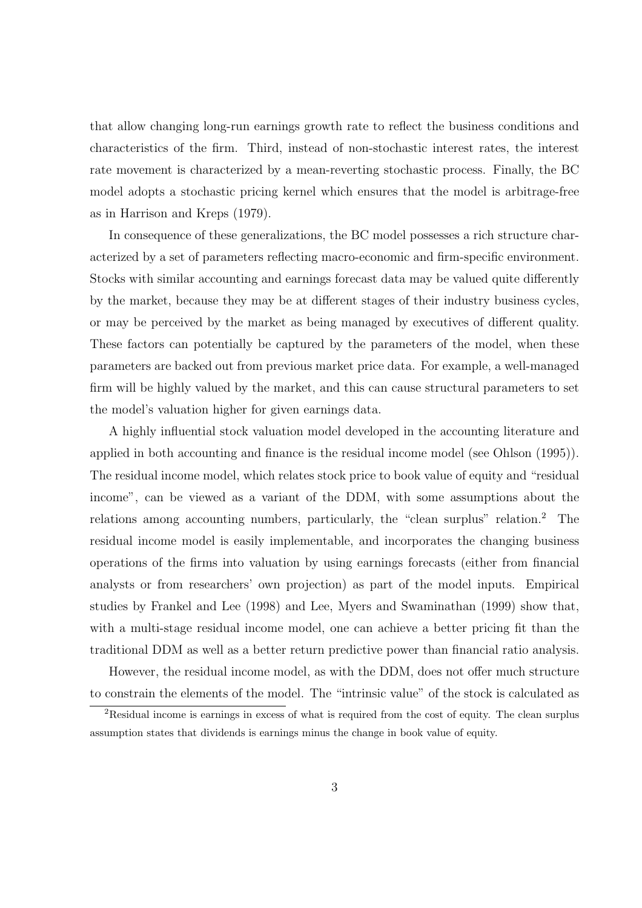that allow changing long-run earnings growth rate to reflect the business conditions and characteristics of the firm. Third, instead of non-stochastic interest rates, the interest rate movement is characterized by a mean-reverting stochastic process. Finally, the BC model adopts a stochastic pricing kernel which ensures that the model is arbitrage-free as in Harrison and Kreps (1979).

In consequence of these generalizations, the BC model possesses a rich structure characterized by a set of parameters reflecting macro-economic and firm-specific environment. Stocks with similar accounting and earnings forecast data may be valued quite differently by the market, because they may be at different stages of their industry business cycles, or may be perceived by the market as being managed by executives of different quality. These factors can potentially be captured by the parameters of the model, when these parameters are backed out from previous market price data. For example, a well-managed firm will be highly valued by the market, and this can cause structural parameters to set the model's valuation higher for given earnings data.

A highly influential stock valuation model developed in the accounting literature and applied in both accounting and finance is the residual income model (see Ohlson (1995)). The residual income model, which relates stock price to book value of equity and "residual income", can be viewed as a variant of the DDM, with some assumptions about the relations among accounting numbers, particularly, the "clean surplus" relation.[2] The residual income model is easily implementable, and incorporates the changing business operations of the firms into valuation by using earnings forecasts (either from financial analysts or from researchers' own projection) as part of the model inputs. Empirical studies by Frankel and Lee (1998) and Lee, Myers and Swaminathan (1999) show that, with a multi-stage residual income model, one can achieve a better pricing fit than the traditional DDM as well as a better return predictive power than financial ratio analysis.

However, the residual income model, as with the DDM, does not offer much structure to constrain the elements of the model. The "intrinsic value" of the stock is calculated as

[2] Residual income is earnings in excess of what is required from the cost of equity. The clean surplus assumption states that dividends is earnings minus the change in book value of equity.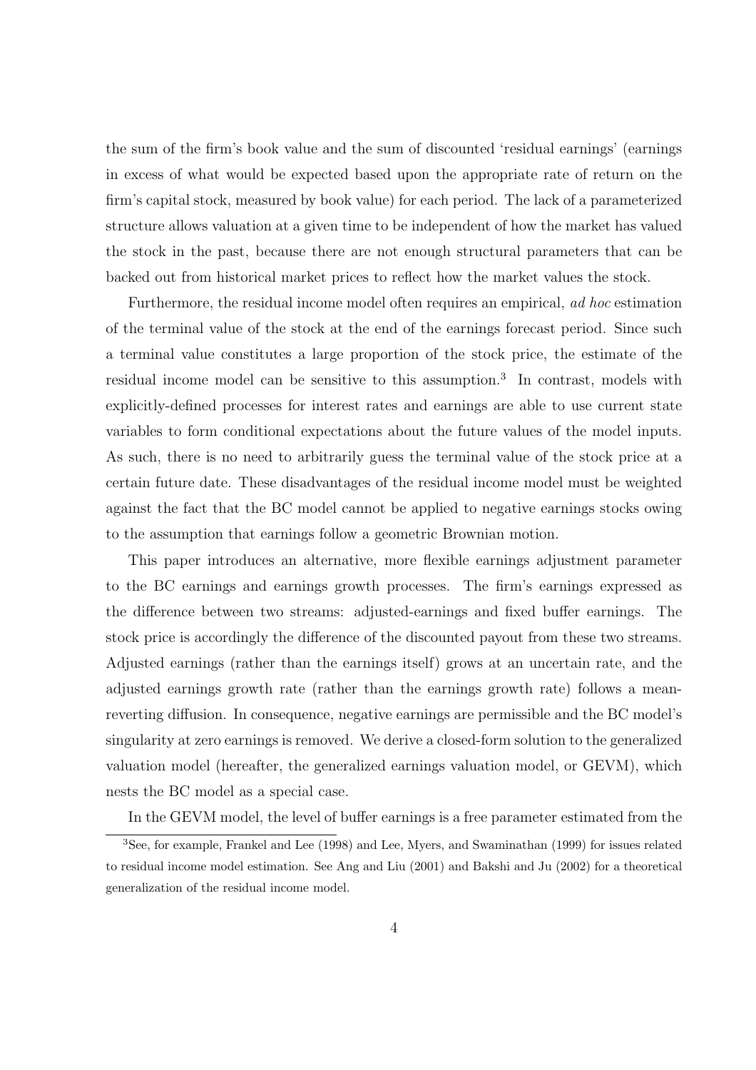the sum of the firm's book value and the sum of discounted 'residual earnings' (earnings in excess of what would be expected based upon the appropriate rate of return on the firm's capital stock, measured by book value) for each period. The lack of a parameterized structure allows valuation at a given time to be independent of how the market has valued the stock in the past, because there are not enough structural parameters that can be backed out from historical market prices to reflect how the market values the stock.

Furthermore, the residual income model often requires an empirical, *ad hoc* estimation of the terminal value of the stock at the end of the earnings forecast period. Since such a terminal value constitutes a large proportion of the stock price, the estimate of the residual income model can be sensitive to this assumption.[3] In contrast, models with explicitly-defined processes for interest rates and earnings are able to use current state variables to form conditional expectations about the future values of the model inputs. As such, there is no need to arbitrarily guess the terminal value of the stock price at a certain future date. These disadvantages of the residual income model must be weighted against the fact that the BC model cannot be applied to negative earnings stocks owing to the assumption that earnings follow a geometric Brownian motion.

This paper introduces an alternative, more flexible earnings adjustment parameter to the BC earnings and earnings growth processes. The firm's earnings expressed as the difference between two streams: adjusted-earnings and fixed buffer earnings. The stock price is accordingly the difference of the discounted payout from these two streams. Adjusted earnings (rather than the earnings itself) grows at an uncertain rate, and the adjusted earnings growth rate (rather than the earnings growth rate) follows a mean-reverting diffusion. In consequence, negative earnings are permissible and the BC model's singularity at zero earnings is removed. We derive a closed-form solution to the generalized valuation model (hereafter, the generalized earnings valuation model, or GEVM), which nests the BC model as a special case.

In the GEVM model, the level of buffer earnings is a free parameter estimated from the

[3]See, for example, Frankel and Lee (1998) and Lee, Myers, and Swaminathan (1999) for issues related to residual income model estimation. See Ang and Liu (2001) and Bakshi and Ju (2002) for a theoretical generalization of the residual income model.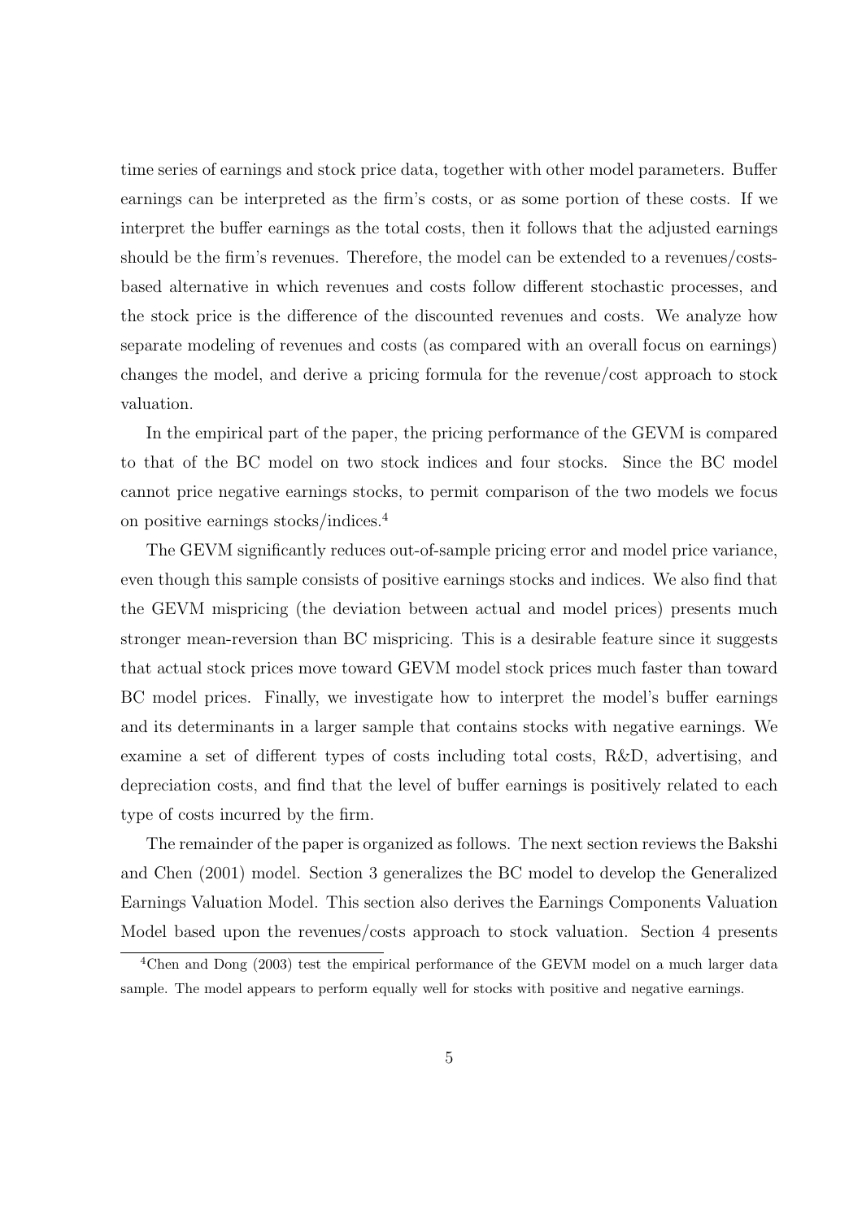time series of earnings and stock price data, together with other model parameters. Buffer earnings can be interpreted as the firm's costs, or as some portion of these costs. If we interpret the buffer earnings as the total costs, then it follows that the adjusted earnings should be the firm's revenues. Therefore, the model can be extended to a revenues/costs-based alternative in which revenues and costs follow different stochastic processes, and the stock price is the difference of the discounted revenues and costs. We analyze how separate modeling of revenues and costs (as compared with an overall focus on earnings) changes the model, and derive a pricing formula for the revenue/cost approach to stock valuation.

In the empirical part of the paper, the pricing performance of the GEVM is compared to that of the BC model on two stock indices and four stocks. Since the BC model cannot price negative earnings stocks, to permit comparison of the two models we focus on positive earnings stocks/indices.[4]

The GEVM significantly reduces out-of-sample pricing error and model price variance, even though this sample consists of positive earnings stocks and indices. We also find that the GEVM mispricing (the deviation between actual and model prices) presents much stronger mean-reversion than BC mispricing. This is a desirable feature since it suggests that actual stock prices move toward GEVM model stock prices much faster than toward BC model prices. Finally, we investigate how to interpret the model's buffer earnings and its determinants in a larger sample that contains stocks with negative earnings. We examine a set of different types of costs including total costs, R&D, advertising, and depreciation costs, and find that the level of buffer earnings is positively related to each type of costs incurred by the firm.

The remainder of the paper is organized as follows. The next section reviews the Bakshi and Chen (2001) model. Section 3 generalizes the BC model to develop the Generalized Earnings Valuation Model. This section also derives the Earnings Components Valuation Model based upon the revenues/costs approach to stock valuation. Section 4 presents

[4] Chen and Dong (2003) test the empirical performance of the GEVM model on a much larger data sample. The model appears to perform equally well for stocks with positive and negative earnings.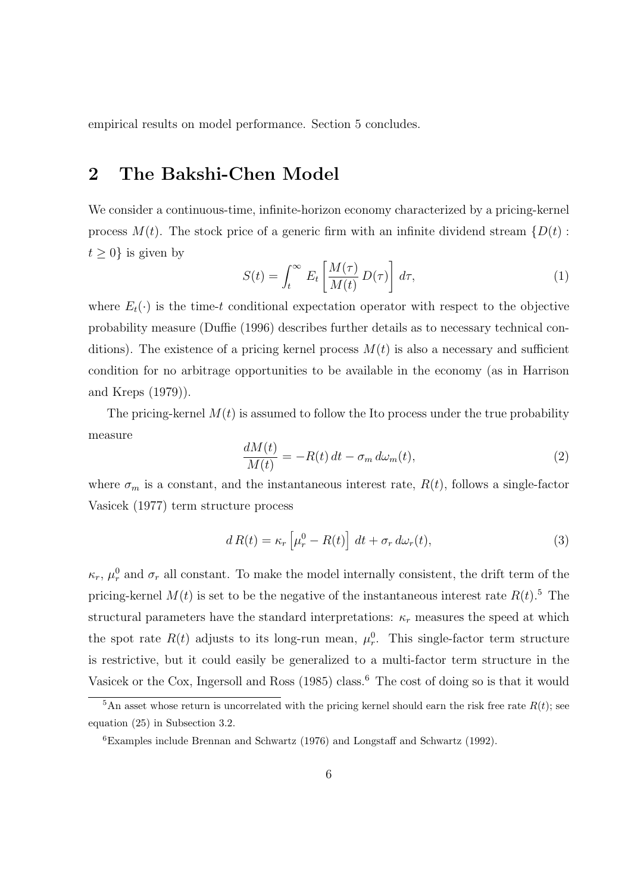empirical results on model performance. Section 5 concludes.

## 2 The Bakshi-Chen Model

We consider a continuous-time, infinite-horizon economy characterized by a pricing-kernel process $M(t)$. The stock price of a generic firm with an infinite dividend stream $\{D(t) : t \geq 0\}$ is given by

$$S(t) = \int_t^\infty E_t \left[ \frac{M(\tau)}{M(t)} D(\tau) \right] d\tau, \tag{1}$$

where $E_t(\cdot)$ is the time-$t$ conditional expectation operator with respect to the objective probability measure (Duffie (1996) describes further details as to necessary technical conditions). The existence of a pricing kernel process $M(t)$ is also a necessary and sufficient condition for no arbitrage opportunities to be available in the economy (as in Harrison and Kreps (1979)).

The pricing-kernel $M(t)$ is assumed to follow the Ito process under the true probability measure

$$\frac{dM(t)}{M(t)} = -R(t)\,dt - \sigma_m\,d\omega_m(t), \tag{2}$$

where $\sigma_m$ is a constant, and the instantaneous interest rate, $R(t)$, follows a single-factor Vasicek (1977) term structure process

$$d\,R(t) = \kappa_r \left[ \mu_r^0 - R(t) \right] dt + \sigma_r\,d\omega_r(t), \tag{3}$$

$\kappa_r$, $\mu_r^0$ and $\sigma_r$ all constant. To make the model internally consistent, the drift term of the pricing-kernel $M(t)$ is set to be the negative of the instantaneous interest rate $R(t)$.[5] The structural parameters have the standard interpretations: $\kappa_r$ measures the speed at which the spot rate $R(t)$ adjusts to its long-run mean, $\mu_r^0$. This single-factor term structure is restrictive, but it could easily be generalized to a multi-factor term structure in the Vasicek or the Cox, Ingersoll and Ross (1985) class.[6] The cost of doing so is that it would

[5] An asset whose return is uncorrelated with the pricing kernel should earn the risk free rate $R(t)$; see equation (25) in Subsection 3.2.

[6] Examples include Brennan and Schwartz (1976) and Longstaff and Schwartz (1992).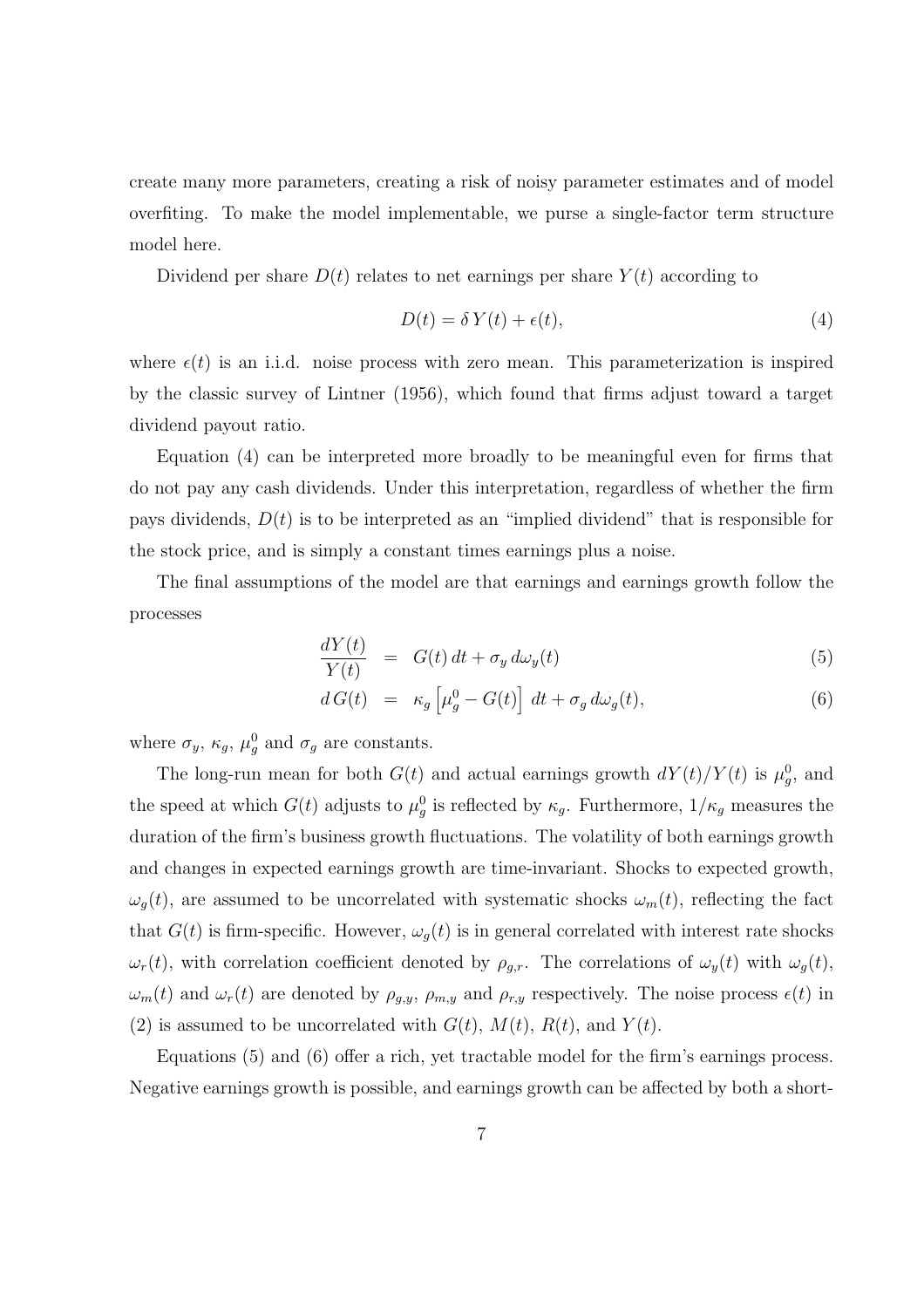create many more parameters, creating a risk of noisy parameter estimates and of model overfiting. To make the model implementable, we purse a single-factor term structure model here.

Dividend per share $D(t)$ relates to net earnings per share $Y(t)$ according to

$$D(t) = \delta\, Y(t) + \epsilon(t), \tag{4}$$

where $\epsilon(t)$ is an i.i.d. noise process with zero mean. This parameterization is inspired by the classic survey of Lintner (1956), which found that firms adjust toward a target dividend payout ratio.

Equation (4) can be interpreted more broadly to be meaningful even for firms that do not pay any cash dividends. Under this interpretation, regardless of whether the firm pays dividends, $D(t)$ is to be interpreted as an "implied dividend" that is responsible for the stock price, and is simply a constant times earnings plus a noise.

The final assumptions of the model are that earnings and earnings growth follow the processes

$$\frac{dY(t)}{Y(t)} = G(t)\, dt + \sigma_y\, d\omega_y(t) \tag{5}$$

$$d\, G(t) = \kappa_g \left[\mu_g^0 - G(t)\right]\, dt + \sigma_g\, d\omega_g(t), \tag{6}$$

where $\sigma_y$, $\kappa_g$, $\mu_g^0$ and $\sigma_g$ are constants.

The long-run mean for both $G(t)$ and actual earnings growth $dY(t)/Y(t)$ is $\mu_g^0$, and the speed at which $G(t)$ adjusts to $\mu_g^0$ is reflected by $\kappa_g$. Furthermore, $1/\kappa_g$ measures the duration of the firm's business growth fluctuations. The volatility of both earnings growth and changes in expected earnings growth are time-invariant. Shocks to expected growth, $\omega_g(t)$, are assumed to be uncorrelated with systematic shocks $\omega_m(t)$, reflecting the fact that $G(t)$ is firm-specific. However, $\omega_g(t)$ is in general correlated with interest rate shocks $\omega_r(t)$, with correlation coefficient denoted by $\rho_{g,r}$. The correlations of $\omega_y(t)$ with $\omega_g(t)$, $\omega_m(t)$ and $\omega_r(t)$ are denoted by $\rho_{g,y}$, $\rho_{m,y}$ and $\rho_{r,y}$ respectively. The noise process $\epsilon(t)$ in (2) is assumed to be uncorrelated with $G(t)$, $M(t)$, $R(t)$, and $Y(t)$.

Equations (5) and (6) offer a rich, yet tractable model for the firm's earnings process. Negative earnings growth is possible, and earnings growth can be affected by both a short-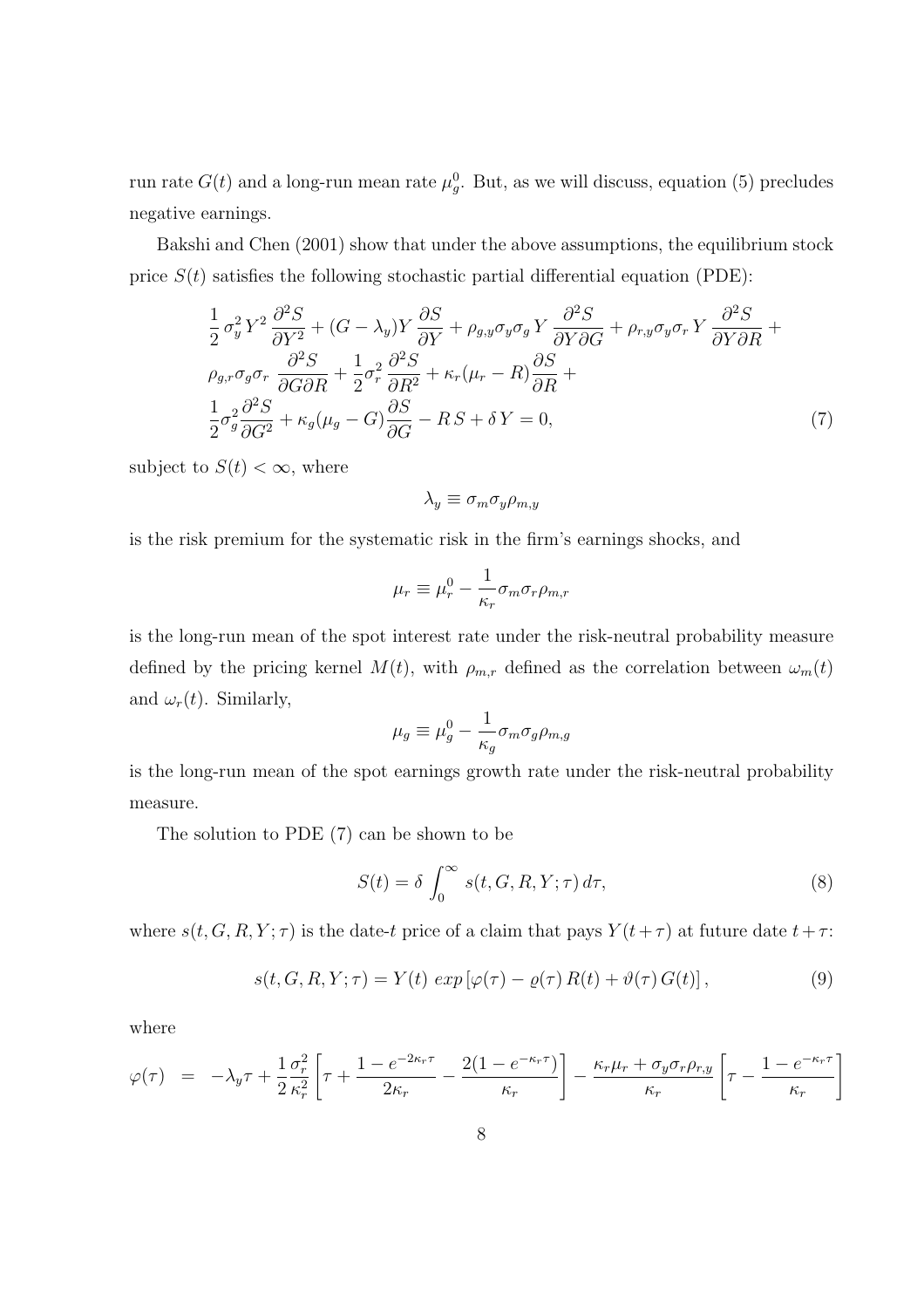run rate $G(t)$ and a long-run mean rate $\mu_g^0$. But, as we will discuss, equation (5) precludes negative earnings.

Bakshi and Chen (2001) show that under the above assumptions, the equilibrium stock price $S(t)$ satisfies the following stochastic partial differential equation (PDE):

$$
\begin{aligned}
&\frac{1}{2}\,\sigma_y^2\,Y^2\,\frac{\partial^2 S}{\partial Y^2} + (G - \lambda_y)Y\,\frac{\partial S}{\partial Y} + \rho_{g,y}\sigma_y\sigma_g\,Y\,\frac{\partial^2 S}{\partial Y \partial G} + \rho_{r,y}\sigma_y\sigma_r\,Y\,\frac{\partial^2 S}{\partial Y \partial R} + \\
&\rho_{g,r}\sigma_g\sigma_r\,\frac{\partial^2 S}{\partial G \partial R} + \frac{1}{2}\sigma_r^2\,\frac{\partial^2 S}{\partial R^2} + \kappa_r(\mu_r - R)\frac{\partial S}{\partial R} + \\
&\frac{1}{2}\sigma_g^2\frac{\partial^2 S}{\partial G^2} + \kappa_g(\mu_g - G)\frac{\partial S}{\partial G} - R\,S + \delta\,Y = 0,
\end{aligned}
\tag{7}
$$

subject to $S(t) < \infty$, where

$$\lambda_y \equiv \sigma_m \sigma_y \rho_{m,y}$$

is the risk premium for the systematic risk in the firm's earnings shocks, and

$$\mu_r \equiv \mu_r^0 - \frac{1}{\kappa_r}\sigma_m\sigma_r\rho_{m,r}$$

is the long-run mean of the spot interest rate under the risk-neutral probability measure defined by the pricing kernel $M(t)$, with $\rho_{m,r}$ defined as the correlation between $\omega_m(t)$ and $\omega_r(t)$. Similarly,

$$\mu_g \equiv \mu_g^0 - \frac{1}{\kappa_g}\sigma_m\sigma_g\rho_{m,g}$$

is the long-run mean of the spot earnings growth rate under the risk-neutral probability measure.

The solution to PDE (7) can be shown to be

$$S(t) = \delta \int_0^\infty s(t, G, R, Y; \tau)\, d\tau, \tag{8}$$

where $s(t, G, R, Y; \tau)$ is the date-$t$ price of a claim that pays $Y(t+\tau)$ at future date $t+\tau$:

$$s(t, G, R, Y; \tau) = Y(t)\; exp\left[\varphi(\tau) - \varrho(\tau)\,R(t) + \vartheta(\tau)\,G(t)\right], \tag{9}$$

where

$$\varphi(\tau) \;\; = \;\; -\lambda_y\tau + \frac{1}{2}\frac{\sigma_r^2}{\kappa_r^2}\left[\tau + \frac{1 - e^{-2\kappa_r\tau}}{2\kappa_r} - \frac{2(1 - e^{-\kappa_r\tau})}{\kappa_r}\right] - \frac{\kappa_r\mu_r + \sigma_y\sigma_r\rho_{r,y}}{\kappa_r}\left[\tau - \frac{1 - e^{-\kappa_r\tau}}{\kappa_r}\right]$$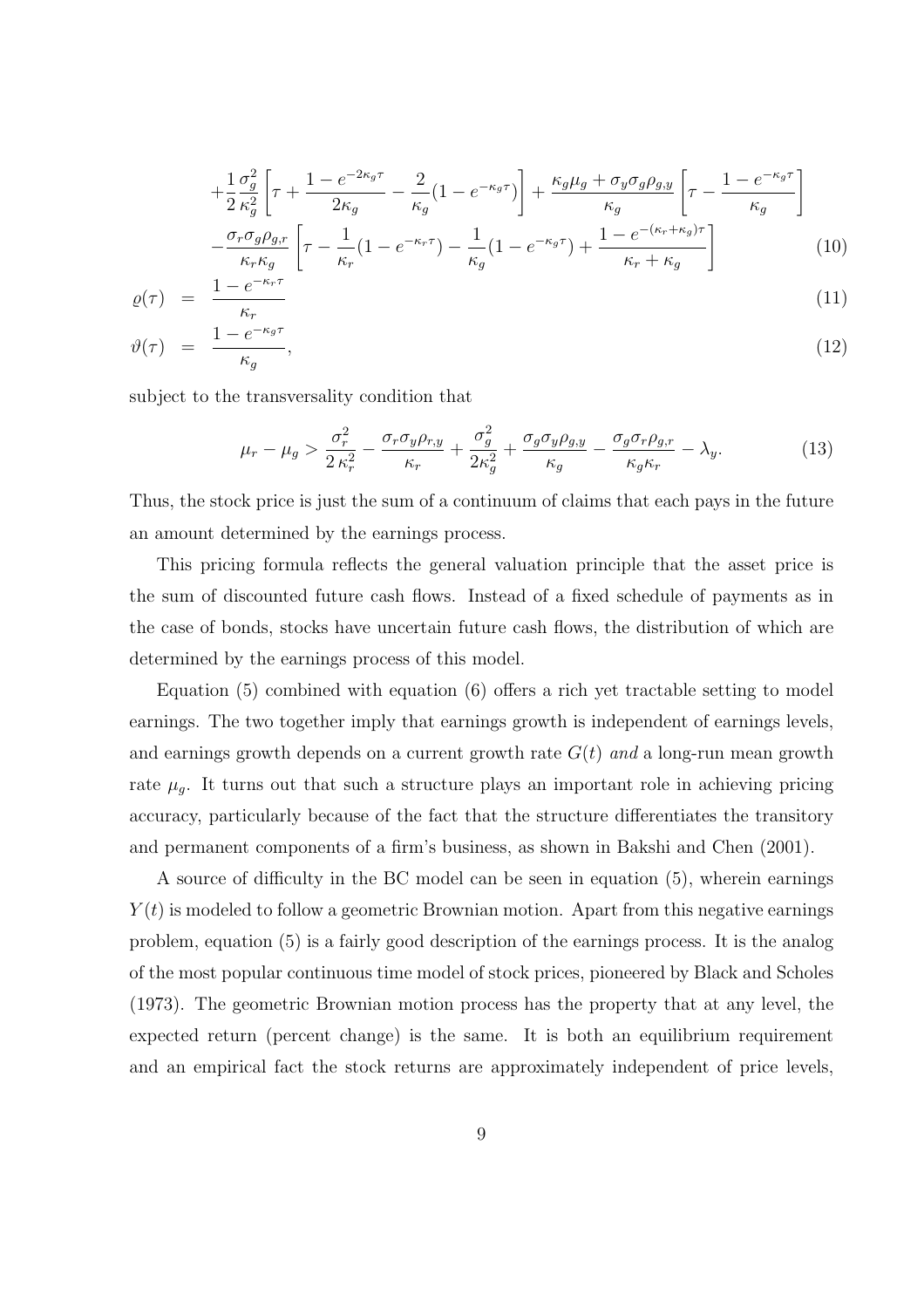$$
\begin{aligned}
&+\frac{1}{2}\frac{\sigma_g^2}{\kappa_g^2}\left[\tau+\frac{1-e^{-2\kappa_g\tau}}{2\kappa_g}-\frac{2}{\kappa_g}(1-e^{-\kappa_g\tau})\right]+\frac{\kappa_g\mu_g+\sigma_y\sigma_g\rho_{g,y}}{\kappa_g}\left[\tau-\frac{1-e^{-\kappa_g\tau}}{\kappa_g}\right] \\
&-\frac{\sigma_r\sigma_g\rho_{g,r}}{\kappa_r\kappa_g}\left[\tau-\frac{1}{\kappa_r}(1-e^{-\kappa_r\tau})-\frac{1}{\kappa_g}(1-e^{-\kappa_g\tau})+\frac{1-e^{-(\kappa_r+\kappa_g)\tau}}{\kappa_r+\kappa_g}\right] \qquad (10)
\end{aligned}
$$

$$
\varrho(\tau) = \frac{1-e^{-\kappa_r\tau}}{\kappa_r} \qquad (11)
$$

$$
\vartheta(\tau) = \frac{1-e^{-\kappa_g\tau}}{\kappa_g}, \qquad (12)
$$

subject to the transversality condition that

$$
\mu_r-\mu_g > \frac{\sigma_r^2}{2\,\kappa_r^2}-\frac{\sigma_r\sigma_y\rho_{r,y}}{\kappa_r}+\frac{\sigma_g^2}{2\kappa_g^2}+\frac{\sigma_g\sigma_y\rho_{g,y}}{\kappa_g}-\frac{\sigma_g\sigma_r\rho_{g,r}}{\kappa_g\kappa_r}-\lambda_y. \qquad (13)
$$

Thus, the stock price is just the sum of a continuum of claims that each pays in the future an amount determined by the earnings process.

This pricing formula reflects the general valuation principle that the asset price is the sum of discounted future cash flows. Instead of a fixed schedule of payments as in the case of bonds, stocks have uncertain future cash flows, the distribution of which are determined by the earnings process of this model.

Equation (5) combined with equation (6) offers a rich yet tractable setting to model earnings. The two together imply that earnings growth is independent of earnings levels, and earnings growth depends on a current growth rate $G(t)$ *and* a long-run mean growth rate $\mu_g$. It turns out that such a structure plays an important role in achieving pricing accuracy, particularly because of the fact that the structure differentiates the transitory and permanent components of a firm's business, as shown in Bakshi and Chen (2001).

A source of difficulty in the BC model can be seen in equation (5), wherein earnings $Y(t)$ is modeled to follow a geometric Brownian motion. Apart from this negative earnings problem, equation (5) is a fairly good description of the earnings process. It is the analog of the most popular continuous time model of stock prices, pioneered by Black and Scholes (1973). The geometric Brownian motion process has the property that at any level, the expected return (percent change) is the same. It is both an equilibrium requirement and an empirical fact the stock returns are approximately independent of price levels,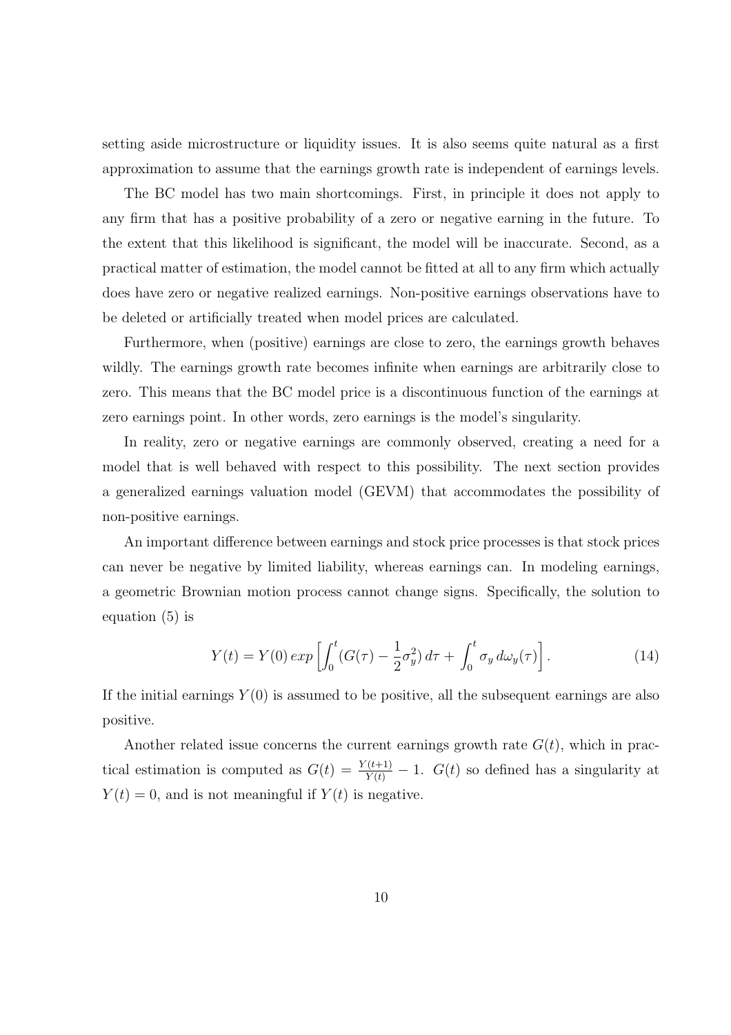setting aside microstructure or liquidity issues. It is also seems quite natural as a first approximation to assume that the earnings growth rate is independent of earnings levels.

The BC model has two main shortcomings. First, in principle it does not apply to any firm that has a positive probability of a zero or negative earning in the future. To the extent that this likelihood is significant, the model will be inaccurate. Second, as a practical matter of estimation, the model cannot be fitted at all to any firm which actually does have zero or negative realized earnings. Non-positive earnings observations have to be deleted or artificially treated when model prices are calculated.

Furthermore, when (positive) earnings are close to zero, the earnings growth behaves wildly. The earnings growth rate becomes infinite when earnings are arbitrarily close to zero. This means that the BC model price is a discontinuous function of the earnings at zero earnings point. In other words, zero earnings is the model's singularity.

In reality, zero or negative earnings are commonly observed, creating a need for a model that is well behaved with respect to this possibility. The next section provides a generalized earnings valuation model (GEVM) that accommodates the possibility of non-positive earnings.

An important difference between earnings and stock price processes is that stock prices can never be negative by limited liability, whereas earnings can. In modeling earnings, a geometric Brownian motion process cannot change signs. Specifically, the solution to equation (5) is

$$Y(t) = Y(0)\, exp\left[\int_0^t (G(\tau) - \frac{1}{2}\sigma_y^2)\, d\tau + \int_0^t \sigma_y\, d\omega_y(\tau)\right]. \tag{14}$$

If the initial earnings $Y(0)$ is assumed to be positive, all the subsequent earnings are also positive.

Another related issue concerns the current earnings growth rate $G(t)$, which in practical estimation is computed as $G(t) = \frac{Y(t+1)}{Y(t)} - 1$. $G(t)$ so defined has a singularity at $Y(t) = 0$, and is not meaningful if $Y(t)$ is negative.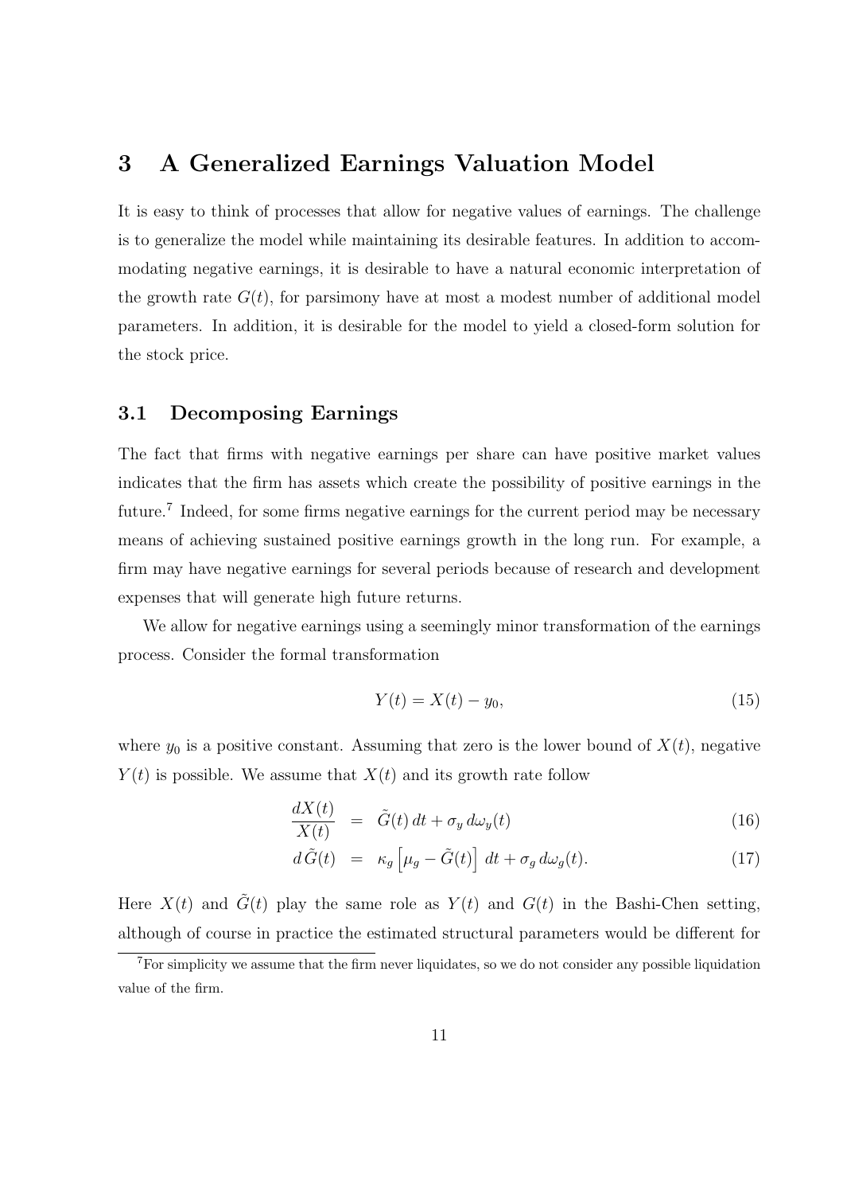# 3 A Generalized Earnings Valuation Model

It is easy to think of processes that allow for negative values of earnings. The challenge is to generalize the model while maintaining its desirable features. In addition to accommodating negative earnings, it is desirable to have a natural economic interpretation of the growth rate $G(t)$, for parsimony have at most a modest number of additional model parameters. In addition, it is desirable for the model to yield a closed-form solution for the stock price.

## 3.1 Decomposing Earnings

The fact that firms with negative earnings per share can have positive market values indicates that the firm has assets which create the possibility of positive earnings in the future.[7] Indeed, for some firms negative earnings for the current period may be necessary means of achieving sustained positive earnings growth in the long run. For example, a firm may have negative earnings for several periods because of research and development expenses that will generate high future returns.

We allow for negative earnings using a seemingly minor transformation of the earnings process. Consider the formal transformation

$$Y(t) = X(t) - y_0, \tag{15}$$

where $y_0$ is a positive constant. Assuming that zero is the lower bound of $X(t)$, negative $Y(t)$ is possible. We assume that $X(t)$ and its growth rate follow

$$\frac{dX(t)}{X(t)} = \tilde{G}(t)\, dt + \sigma_y\, d\omega_y(t) \tag{16}$$

$$d\,\tilde{G}(t) = \kappa_g \left[\mu_g - \tilde{G}(t)\right] dt + \sigma_g\, d\omega_g(t). \tag{17}$$

Here $X(t)$ and $\tilde{G}(t)$ play the same role as $Y(t)$ and $G(t)$ in the Bashi-Chen setting, although of course in practice the estimated structural parameters would be different for

[7] For simplicity we assume that the firm never liquidates, so we do not consider any possible liquidation value of the firm.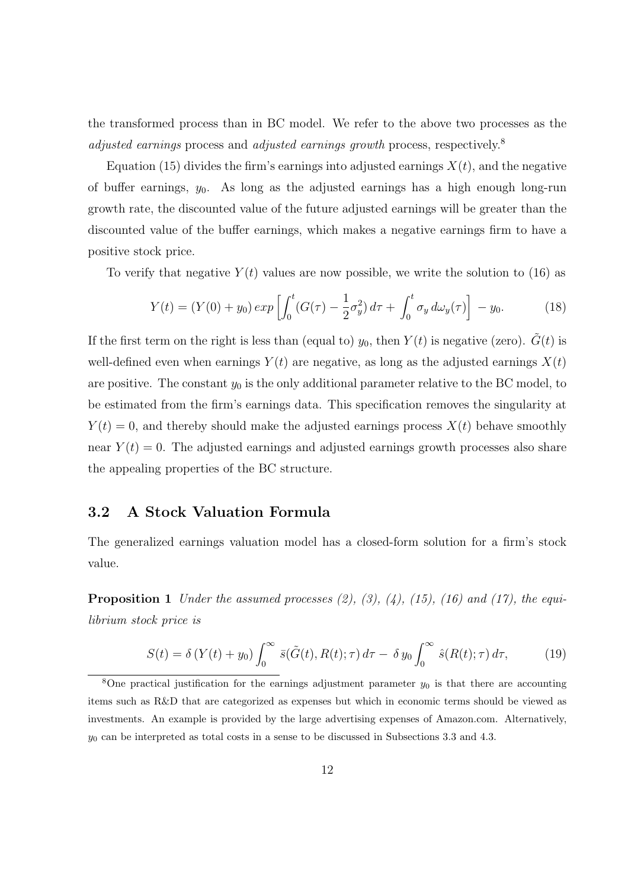the transformed process than in BC model. We refer to the above two processes as the *adjusted earnings* process and *adjusted earnings growth* process, respectively.[8]

Equation (15) divides the firm's earnings into adjusted earnings $X(t)$, and the negative of buffer earnings, $y_0$. As long as the adjusted earnings has a high enough long-run growth rate, the discounted value of the future adjusted earnings will be greater than the discounted value of the buffer earnings, which makes a negative earnings firm to have a positive stock price.

To verify that negative $Y(t)$ values are now possible, we write the solution to (16) as

$$Y(t) = (Y(0) + y_0)\, exp\left[\int_0^t (G(\tau) - \frac{1}{2}\sigma_y^2)\, d\tau + \int_0^t \sigma_y\, d\omega_y(\tau)\right] - y_0. \tag{18}$$

If the first term on the right is less than (equal to) $y_0$, then $Y(t)$ is negative (zero). $\tilde{G}(t)$ is well-defined even when earnings $Y(t)$ are negative, as long as the adjusted earnings $X(t)$ are positive. The constant $y_0$ is the only additional parameter relative to the BC model, to be estimated from the firm's earnings data. This specification removes the singularity at $Y(t) = 0$, and thereby should make the adjusted earnings process $X(t)$ behave smoothly near $Y(t) = 0$. The adjusted earnings and adjusted earnings growth processes also share the appealing properties of the BC structure.

## 3.2 A Stock Valuation Formula

The generalized earnings valuation model has a closed-form solution for a firm's stock value.

**Proposition 1** *Under the assumed processes (2), (3), (4), (15), (16) and (17), the equilibrium stock price is*

$$S(t) = \delta\,(Y(t) + y_0) \int_0^\infty \bar{s}(\tilde{G}(t), R(t); \tau)\, d\tau - \,\delta\, y_0 \int_0^\infty \hat{s}(R(t); \tau)\, d\tau, \tag{19}$$

[8] One practical justification for the earnings adjustment parameter $y_0$ is that there are accounting items such as R&D that are categorized as expenses but which in economic terms should be viewed as investments. An example is provided by the large advertising expenses of Amazon.com. Alternatively, $y_0$ can be interpreted as total costs in a sense to be discussed in Subsections 3.3 and 4.3.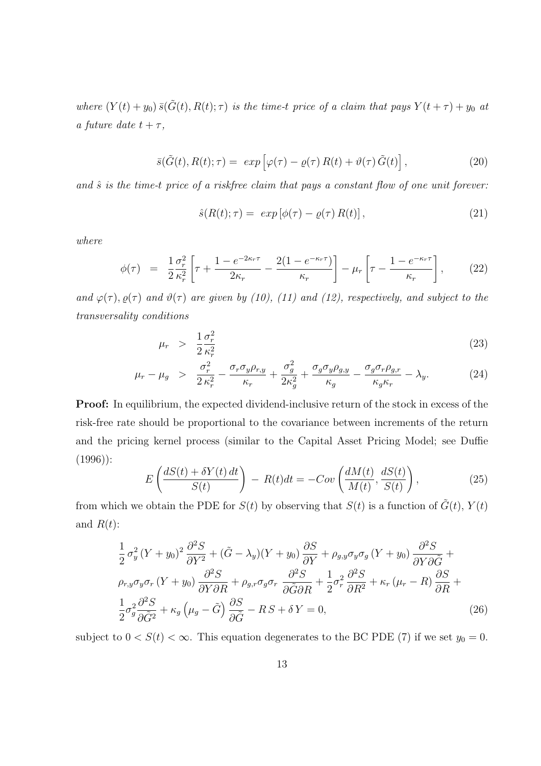*where* $(Y(t) + y_0)\,\bar{s}(\tilde{G}(t), R(t); \tau)$ *is the time-t price of a claim that pays* $Y(t+\tau) + y_0$ *at a future date* $t + \tau$*,*

$$\bar{s}(\tilde{G}(t), R(t); \tau) = \; exp\left[\varphi(\tau) - \varrho(\tau)\,R(t) + \vartheta(\tau)\,\tilde{G}(t)\right], \tag{20}$$

*and* $\hat{s}$ *is the time-t price of a riskfree claim that pays a constant flow of one unit forever:*

$$\hat{s}(R(t); \tau) = \; exp\left[\phi(\tau) - \varrho(\tau)\,R(t)\right], \tag{21}$$

*where*

$$\phi(\tau) \;\; = \;\; \frac{1}{2}\frac{\sigma_r^2}{\kappa_r^2}\left[\tau + \frac{1 - e^{-2\kappa_r \tau}}{2\kappa_r} - \frac{2(1 - e^{-\kappa_r \tau})}{\kappa_r}\right] - \mu_r\left[\tau - \frac{1 - e^{-\kappa_r \tau}}{\kappa_r}\right], \tag{22}$$

*and* $\varphi(\tau), \varrho(\tau)$ *and* $\vartheta(\tau)$ *are given by (10), (11) and (12), respectively, and subject to the transversality conditions*

$$\mu_r \;\; > \;\; \frac{1}{2}\frac{\sigma_r^2}{\kappa_r^2} \tag{23}$$

$$\mu_r - \mu_g \;\; > \;\; \frac{\sigma_r^2}{2\,\kappa_r^2} - \frac{\sigma_r \sigma_y \rho_{r,y}}{\kappa_r} + \frac{\sigma_g^2}{2\kappa_g^2} + \frac{\sigma_g \sigma_y \rho_{g,y}}{\kappa_g} - \frac{\sigma_g \sigma_r \rho_{g,r}}{\kappa_g \kappa_r} - \lambda_y. \tag{24}$$

**Proof:** In equilibrium, the expected dividend-inclusive return of the stock in excess of the risk-free rate should be proportional to the covariance between increments of the return and the pricing kernel process (similar to the Capital Asset Pricing Model; see Duffie (1996)):

$$E\left(\frac{dS(t) + \delta Y(t)\,dt}{S(t)}\right) \; - \; R(t)dt = -Cov\left(\frac{dM(t)}{M(t)}, \frac{dS(t)}{S(t)}\right), \tag{25}$$

from which we obtain the PDE for $S(t)$ by observing that $S(t)$ is a function of $\tilde{G}(t)$, $Y(t)$ and $R(t)$:

$$\begin{aligned}
&\frac{1}{2}\,\sigma_y^2\,(Y + y_0)^2\,\frac{\partial^2 S}{\partial Y^2} + (\tilde{G} - \lambda_y)(Y + y_0)\,\frac{\partial S}{\partial Y} + \rho_{g,y}\sigma_y\sigma_g\,(Y + y_0)\,\frac{\partial^2 S}{\partial Y \partial \tilde{G}} + \\
&\rho_{r,y}\sigma_y\sigma_r\,(Y + y_0)\,\frac{\partial^2 S}{\partial Y \partial R} + \rho_{g,r}\sigma_g\sigma_r\,\frac{\partial^2 S}{\partial \tilde{G}\partial R} + \frac{1}{2}\sigma_r^2\,\frac{\partial^2 S}{\partial R^2} + \kappa_r\,(\mu_r - R)\,\frac{\partial S}{\partial R} + \\
&\frac{1}{2}\sigma_g^2\frac{\partial^2 S}{\partial \tilde{G}^2} + \kappa_g\left(\mu_g - \tilde{G}\right)\frac{\partial S}{\partial \tilde{G}} - R\,S + \delta\,Y = 0,
\end{aligned} \tag{26}$$

subject to $0 < S(t) < \infty$. This equation degenerates to the BC PDE (7) if we set $y_0 = 0$.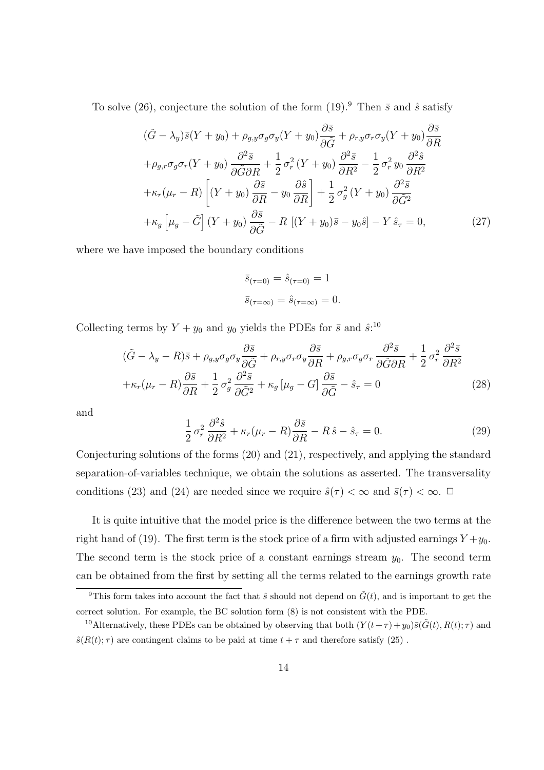To solve (26), conjecture the solution of the form (19).[9] Then $\bar{s}$ and $\hat{s}$ satisfy

$$
\begin{aligned}
&(\tilde{G}-\lambda_y)\bar{s}(Y+y_0)+\rho_{g,y}\sigma_g\sigma_y(Y+y_0)\frac{\partial\bar{s}}{\partial\tilde{G}}+\rho_{r,y}\sigma_r\sigma_y(Y+y_0)\frac{\partial\bar{s}}{\partial R}\\
&+\rho_{g,r}\sigma_g\sigma_r(Y+y_0)\frac{\partial^2\bar{s}}{\partial\tilde{G}\partial R}+\frac{1}{2}\,\sigma_r^2\,(Y+y_0)\,\frac{\partial^2\bar{s}}{\partial R^2}-\frac{1}{2}\,\sigma_r^2\,y_0\,\frac{\partial^2\hat{s}}{\partial R^2}\\
&+\kappa_r(\mu_r-R)\left[(Y+y_0)\,\frac{\partial\bar{s}}{\partial R}-y_0\,\frac{\partial\hat{s}}{\partial R}\right]+\frac{1}{2}\,\sigma_g^2\,(Y+y_0)\,\frac{\partial^2\bar{s}}{\partial\tilde{G}^2}\\
&+\kappa_g\left[\mu_g-\tilde{G}\right](Y+y_0)\,\frac{\partial\bar{s}}{\partial\tilde{G}}-R\,\left[(Y+y_0)\bar{s}-y_0\hat{s}\right]-Y\,\hat{s}_\tau=0,
\end{aligned}
\tag{27}
$$

where we have imposed the boundary conditions

$$
\begin{aligned}
\bar{s}_{(\tau=0)}&=\hat{s}_{(\tau=0)}=1\\
\bar{s}_{(\tau=\infty)}&=\hat{s}_{(\tau=\infty)}=0.
\end{aligned}
$$

Collecting terms by $Y+y_0$ and $y_0$ yields the PDEs for $\bar{s}$ and $\hat{s}$:[10]

$$
\begin{aligned}
&(\tilde{G}-\lambda_y-R)\bar{s}+\rho_{g,y}\sigma_g\sigma_y\frac{\partial\bar{s}}{\partial\tilde{G}}+\rho_{r,y}\sigma_r\sigma_y\frac{\partial\bar{s}}{\partial R}+\rho_{g,r}\sigma_g\sigma_r\,\frac{\partial^2\bar{s}}{\partial\tilde{G}\partial R}+\frac{1}{2}\,\sigma_r^2\,\frac{\partial^2\bar{s}}{\partial R^2}\\
&+\kappa_r(\mu_r-R)\frac{\partial\bar{s}}{\partial R}+\frac{1}{2}\,\sigma_g^2\,\frac{\partial^2\bar{s}}{\partial\tilde{G}^2}+\kappa_g\left[\mu_g-G\right]\frac{\partial\bar{s}}{\partial\tilde{G}}-\hat{s}_\tau=0
\end{aligned}
\tag{28}
$$

and

$$
\frac{1}{2}\,\sigma_r^2\,\frac{\partial^2\hat{s}}{\partial R^2}+\kappa_r(\mu_r-R)\frac{\partial\bar{s}}{\partial R}-R\,\hat{s}-\hat{s}_\tau=0. \tag{29}
$$

Conjecturing solutions of the forms (20) and (21), respectively, and applying the standard separation-of-variables technique, we obtain the solutions as asserted. The transversality conditions (23) and (24) are needed since we require $\hat{s}(\tau)<\infty$ and $\bar{s}(\tau)<\infty$. □

It is quite intuitive that the model price is the difference between the two terms at the right hand of (19). The first term is the stock price of a firm with adjusted earnings $Y+y_0$. The second term is the stock price of a constant earnings stream $y_0$. The second term can be obtained from the first by setting all the terms related to the earnings growth rate

[9] This form takes into account the fact that $\hat{s}$ should not depend on $\tilde{G}(t)$, and is important to get the correct solution. For example, the BC solution form (8) is not consistent with the PDE.

[10] Alternatively, these PDEs can be obtained by observing that both $(Y(t+\tau)+y_0)\bar{s}(\tilde{G}(t),R(t);\tau)$ and $\hat{s}(R(t);\tau)$ are contingent claims to be paid at time $t+\tau$ and therefore satisfy (25) .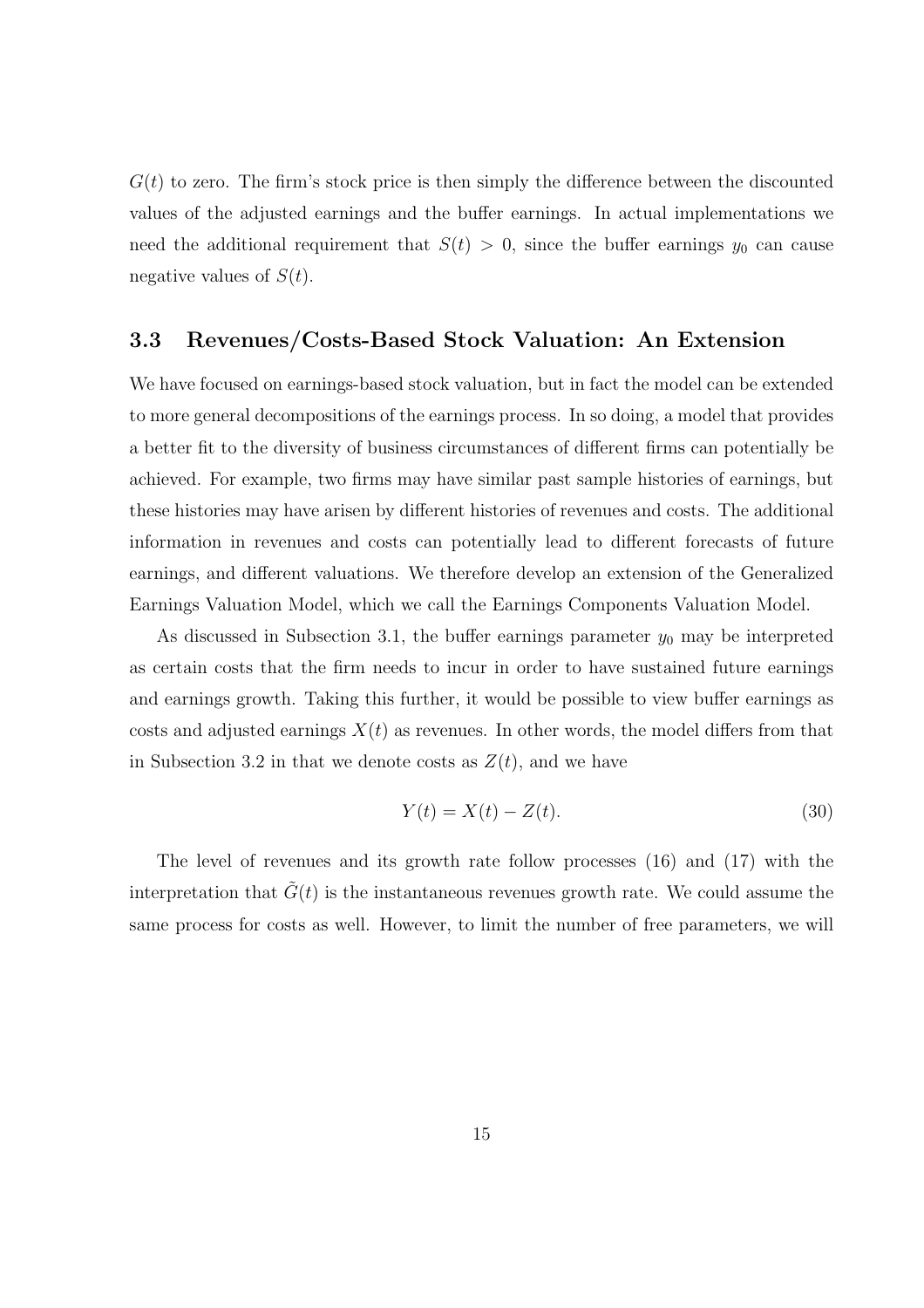$G(t)$ to zero. The firm's stock price is then simply the difference between the discounted values of the adjusted earnings and the buffer earnings. In actual implementations we need the additional requirement that $S(t) > 0$, since the buffer earnings $y_0$ can cause negative values of $S(t)$.

### 3.3 Revenues/Costs-Based Stock Valuation: An Extension

We have focused on earnings-based stock valuation, but in fact the model can be extended to more general decompositions of the earnings process. In so doing, a model that provides a better fit to the diversity of business circumstances of different firms can potentially be achieved. For example, two firms may have similar past sample histories of earnings, but these histories may have arisen by different histories of revenues and costs. The additional information in revenues and costs can potentially lead to different forecasts of future earnings, and different valuations. We therefore develop an extension of the Generalized Earnings Valuation Model, which we call the Earnings Components Valuation Model.

As discussed in Subsection 3.1, the buffer earnings parameter $y_0$ may be interpreted as certain costs that the firm needs to incur in order to have sustained future earnings and earnings growth. Taking this further, it would be possible to view buffer earnings as costs and adjusted earnings $X(t)$ as revenues. In other words, the model differs from that in Subsection 3.2 in that we denote costs as $Z(t)$, and we have

$$Y(t) = X(t) - Z(t). \tag{30}$$

The level of revenues and its growth rate follow processes (16) and (17) with the interpretation that $\tilde{G}(t)$ is the instantaneous revenues growth rate. We could assume the same process for costs as well. However, to limit the number of free parameters, we will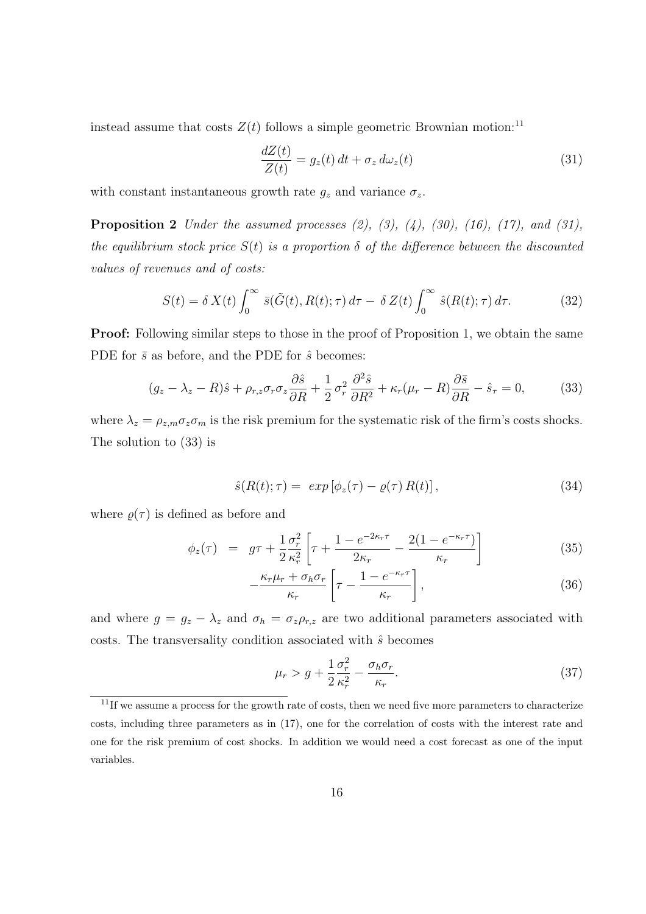instead assume that costs $Z(t)$ follows a simple geometric Brownian motion:[11]

$$\frac{dZ(t)}{Z(t)} = g_z(t)\,dt + \sigma_z\,d\omega_z(t) \tag{31}$$

with constant instantaneous growth rate $g_z$ and variance $\sigma_z$.

**Proposition 2** *Under the assumed processes (2), (3), (4), (30), (16), (17), and (31), the equilibrium stock price $S(t)$ is a proportion $\delta$ of the difference between the discounted values of revenues and of costs:*

$$S(t) = \delta\, X(t) \int_0^\infty \bar{s}(\tilde{G}(t), R(t); \tau)\, d\tau - \,\delta\, Z(t) \int_0^\infty \hat{s}(R(t); \tau)\, d\tau. \tag{32}$$

**Proof:** Following similar steps to those in the proof of Proposition 1, we obtain the same PDE for $\bar{s}$ as before, and the PDE for $\hat{s}$ becomes:

$$(g_z - \lambda_z - R)\hat{s} + \rho_{r,z}\sigma_r\sigma_z \frac{\partial \hat{s}}{\partial R} + \frac{1}{2}\,\sigma_r^2\,\frac{\partial^2 \hat{s}}{\partial R^2} + \kappa_r(\mu_r - R)\frac{\partial \bar{s}}{\partial R} - \hat{s}_\tau = 0, \tag{33}$$

where $\lambda_z = \rho_{z,m}\sigma_z\sigma_m$ is the risk premium for the systematic risk of the firm's costs shocks. The solution to (33) is

$$\hat{s}(R(t); \tau) = \; exp\left[\phi_z(\tau) - \varrho(\tau)\, R(t)\right], \tag{34}$$

where $\varrho(\tau)$ is defined as before and

$$\phi_z(\tau) \;\; = \;\; g\tau + \frac{1}{2}\frac{\sigma_r^2}{\kappa_r^2}\left[\tau + \frac{1 - e^{-2\kappa_r\tau}}{2\kappa_r} - \frac{2(1 - e^{-\kappa_r\tau})}{\kappa_r}\right] \tag{35}$$

$$- \frac{\kappa_r\mu_r + \sigma_h\sigma_r}{\kappa_r}\left[\tau - \frac{1 - e^{-\kappa_r\tau}}{\kappa_r}\right], \tag{36}$$

and where $g = g_z - \lambda_z$ and $\sigma_h = \sigma_z\rho_{r,z}$ are two additional parameters associated with costs. The transversality condition associated with $\hat{s}$ becomes

$$\mu_r > g + \frac{1}{2}\frac{\sigma_r^2}{\kappa_r^2} - \frac{\sigma_h\sigma_r}{\kappa_r}. \tag{37}$$

[11] If we assume a process for the growth rate of costs, then we need five more parameters to characterize costs, including three parameters as in (17), one for the correlation of costs with the interest rate and one for the risk premium of cost shocks. In addition we would need a cost forecast as one of the input variables.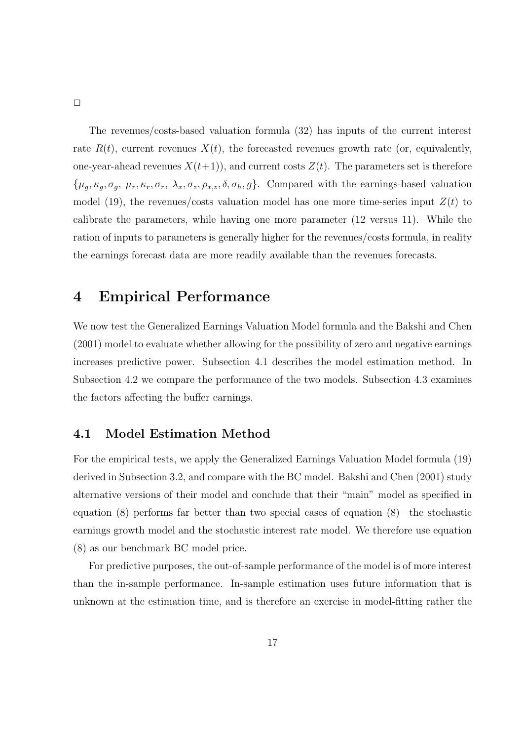□

The revenues/costs-based valuation formula (32) has inputs of the current interest rate $R(t)$, current revenues $X(t)$, the forecasted revenues growth rate (or, equivalently, one-year-ahead revenues $X(t+1)$), and current costs $Z(t)$. The parameters set is therefore $\{\mu_g, \kappa_g, \sigma_g,\ \mu_r, \kappa_r, \sigma_r,\ \lambda_x, \sigma_z, \rho_{x,z}, \delta, \sigma_h, g\}$. Compared with the earnings-based valuation model (19), the revenues/costs valuation model has one more time-series input $Z(t)$ to calibrate the parameters, while having one more parameter (12 versus 11). While the ration of inputs to parameters is generally higher for the revenues/costs formula, in reality the earnings forecast data are more readily available than the revenues forecasts.

# 4 Empirical Performance

We now test the Generalized Earnings Valuation Model formula and the Bakshi and Chen (2001) model to evaluate whether allowing for the possibility of zero and negative earnings increases predictive power. Subsection 4.1 describes the model estimation method. In Subsection 4.2 we compare the performance of the two models. Subsection 4.3 examines the factors affecting the buffer earnings.

## 4.1 Model Estimation Method

For the empirical tests, we apply the Generalized Earnings Valuation Model formula (19) derived in Subsection 3.2, and compare with the BC model. Bakshi and Chen (2001) study alternative versions of their model and conclude that their "main" model as specified in equation (8) performs far better than two special cases of equation (8)– the stochastic earnings growth model and the stochastic interest rate model. We therefore use equation (8) as our benchmark BC model price.

For predictive purposes, the out-of-sample performance of the model is of more interest than the in-sample performance. In-sample estimation uses future information that is unknown at the estimation time, and is therefore an exercise in model-fitting rather the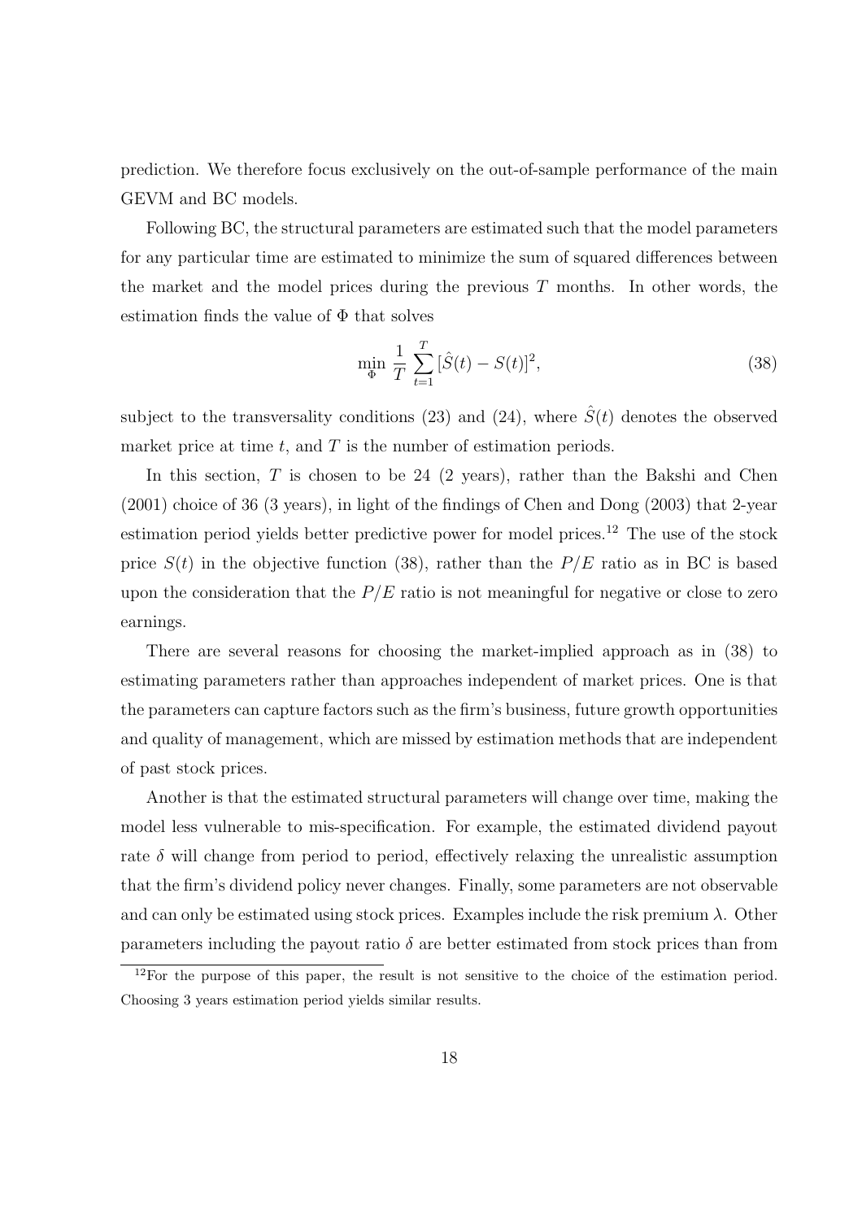prediction. We therefore focus exclusively on the out-of-sample performance of the main GEVM and BC models.

Following BC, the structural parameters are estimated such that the model parameters for any particular time are estimated to minimize the sum of squared differences between the market and the model prices during the previous $T$ months. In other words, the estimation finds the value of $\Phi$ that solves

$$\min_{\Phi} \frac{1}{T} \sum_{t=1}^{T} [\hat{S}(t) - S(t)]^2, \tag{38}$$

subject to the transversality conditions (23) and (24), where $\hat{S}(t)$ denotes the observed market price at time $t$, and $T$ is the number of estimation periods.

In this section, $T$ is chosen to be 24 (2 years), rather than the Bakshi and Chen (2001) choice of 36 (3 years), in light of the findings of Chen and Dong (2003) that 2-year estimation period yields better predictive power for model prices.[12] The use of the stock price $S(t)$ in the objective function (38), rather than the $P/E$ ratio as in BC is based upon the consideration that the $P/E$ ratio is not meaningful for negative or close to zero earnings.

There are several reasons for choosing the market-implied approach as in (38) to estimating parameters rather than approaches independent of market prices. One is that the parameters can capture factors such as the firm's business, future growth opportunities and quality of management, which are missed by estimation methods that are independent of past stock prices.

Another is that the estimated structural parameters will change over time, making the model less vulnerable to mis-specification. For example, the estimated dividend payout rate $\delta$ will change from period to period, effectively relaxing the unrealistic assumption that the firm's dividend policy never changes. Finally, some parameters are not observable and can only be estimated using stock prices. Examples include the risk premium $\lambda$. Other parameters including the payout ratio $\delta$ are better estimated from stock prices than from

[12]For the purpose of this paper, the result is not sensitive to the choice of the estimation period. Choosing 3 years estimation period yields similar results.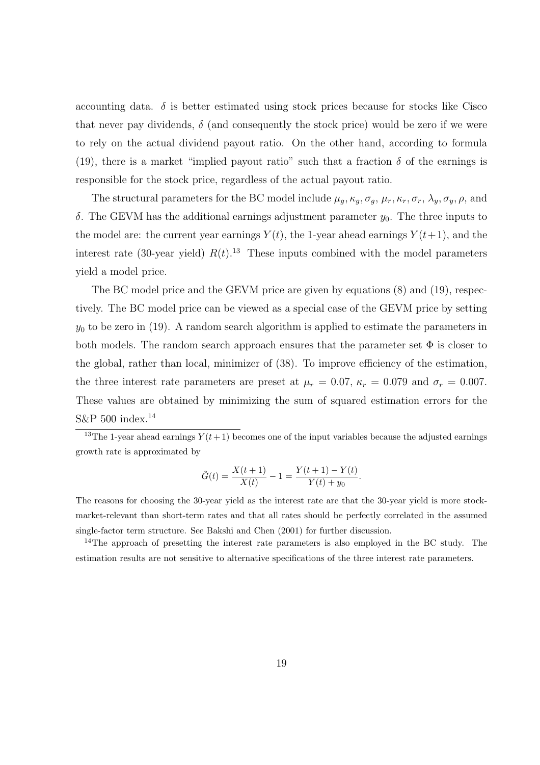accounting data. $\delta$ is better estimated using stock prices because for stocks like Cisco that never pay dividends, $\delta$ (and consequently the stock price) would be zero if we were to rely on the actual dividend payout ratio. On the other hand, according to formula (19), there is a market "implied payout ratio" such that a fraction $\delta$ of the earnings is responsible for the stock price, regardless of the actual payout ratio.

The structural parameters for the BC model include $\mu_g, \kappa_g, \sigma_g, \mu_r, \kappa_r, \sigma_r, \lambda_y, \sigma_y, \rho$, and $\delta$. The GEVM has the additional earnings adjustment parameter $y_0$. The three inputs to the model are: the current year earnings $Y(t)$, the 1-year ahead earnings $Y(t+1)$, and the interest rate (30-year yield) $R(t)$.[13] These inputs combined with the model parameters yield a model price.

The BC model price and the GEVM price are given by equations (8) and (19), respectively. The BC model price can be viewed as a special case of the GEVM price by setting $y_0$ to be zero in (19). A random search algorithm is applied to estimate the parameters in both models. The random search approach ensures that the parameter set $\Phi$ is closer to the global, rather than local, minimizer of (38). To improve efficiency of the estimation, the three interest rate parameters are preset at $\mu_r = 0.07$, $\kappa_r = 0.079$ and $\sigma_r = 0.007$. These values are obtained by minimizing the sum of squared estimation errors for the S&P 500 index.[14]

[13] The 1-year ahead earnings $Y(t+1)$ becomes one of the input variables because the adjusted earnings growth rate is approximated by

$$\tilde{G}(t) = \frac{X(t+1)}{X(t)} - 1 = \frac{Y(t+1) - Y(t)}{Y(t) + y_0}.$$

The reasons for choosing the 30-year yield as the interest rate are that the 30-year yield is more stock-market-relevant than short-term rates and that all rates should be perfectly correlated in the assumed single-factor term structure. See Bakshi and Chen (2001) for further discussion.

[14] The approach of presetting the interest rate parameters is also employed in the BC study. The estimation results are not sensitive to alternative specifications of the three interest rate parameters.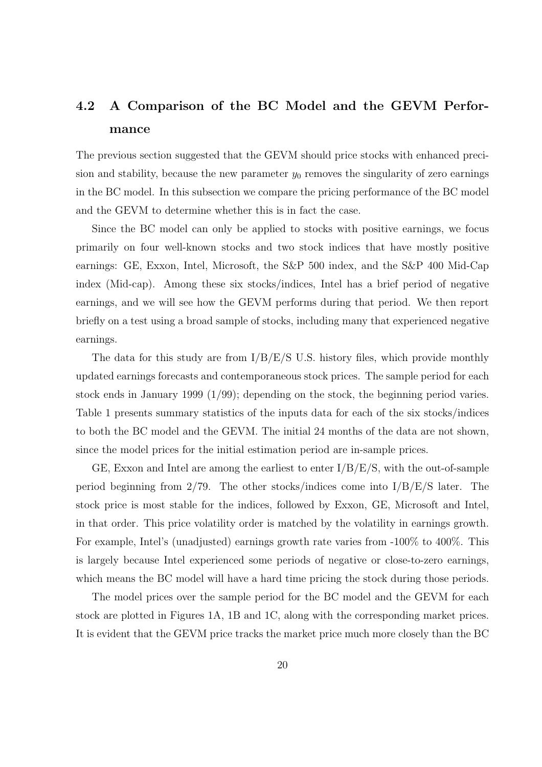## 4.2 A Comparison of the BC Model and the GEVM Performance

The previous section suggested that the GEVM should price stocks with enhanced precision and stability, because the new parameter $y_0$ removes the singularity of zero earnings in the BC model. In this subsection we compare the pricing performance of the BC model and the GEVM to determine whether this is in fact the case.

Since the BC model can only be applied to stocks with positive earnings, we focus primarily on four well-known stocks and two stock indices that have mostly positive earnings: GE, Exxon, Intel, Microsoft, the S&P 500 index, and the S&P 400 Mid-Cap index (Mid-cap). Among these six stocks/indices, Intel has a brief period of negative earnings, and we will see how the GEVM performs during that period. We then report briefly on a test using a broad sample of stocks, including many that experienced negative earnings.

The data for this study are from I/B/E/S U.S. history files, which provide monthly updated earnings forecasts and contemporaneous stock prices. The sample period for each stock ends in January 1999 (1/99); depending on the stock, the beginning period varies. Table 1 presents summary statistics of the inputs data for each of the six stocks/indices to both the BC model and the GEVM. The initial 24 months of the data are not shown, since the model prices for the initial estimation period are in-sample prices.

GE, Exxon and Intel are among the earliest to enter I/B/E/S, with the out-of-sample period beginning from 2/79. The other stocks/indices come into I/B/E/S later. The stock price is most stable for the indices, followed by Exxon, GE, Microsoft and Intel, in that order. This price volatility order is matched by the volatility in earnings growth. For example, Intel's (unadjusted) earnings growth rate varies from -100% to 400%. This is largely because Intel experienced some periods of negative or close-to-zero earnings, which means the BC model will have a hard time pricing the stock during those periods.

The model prices over the sample period for the BC model and the GEVM for each stock are plotted in Figures 1A, 1B and 1C, along with the corresponding market prices. It is evident that the GEVM price tracks the market price much more closely than the BC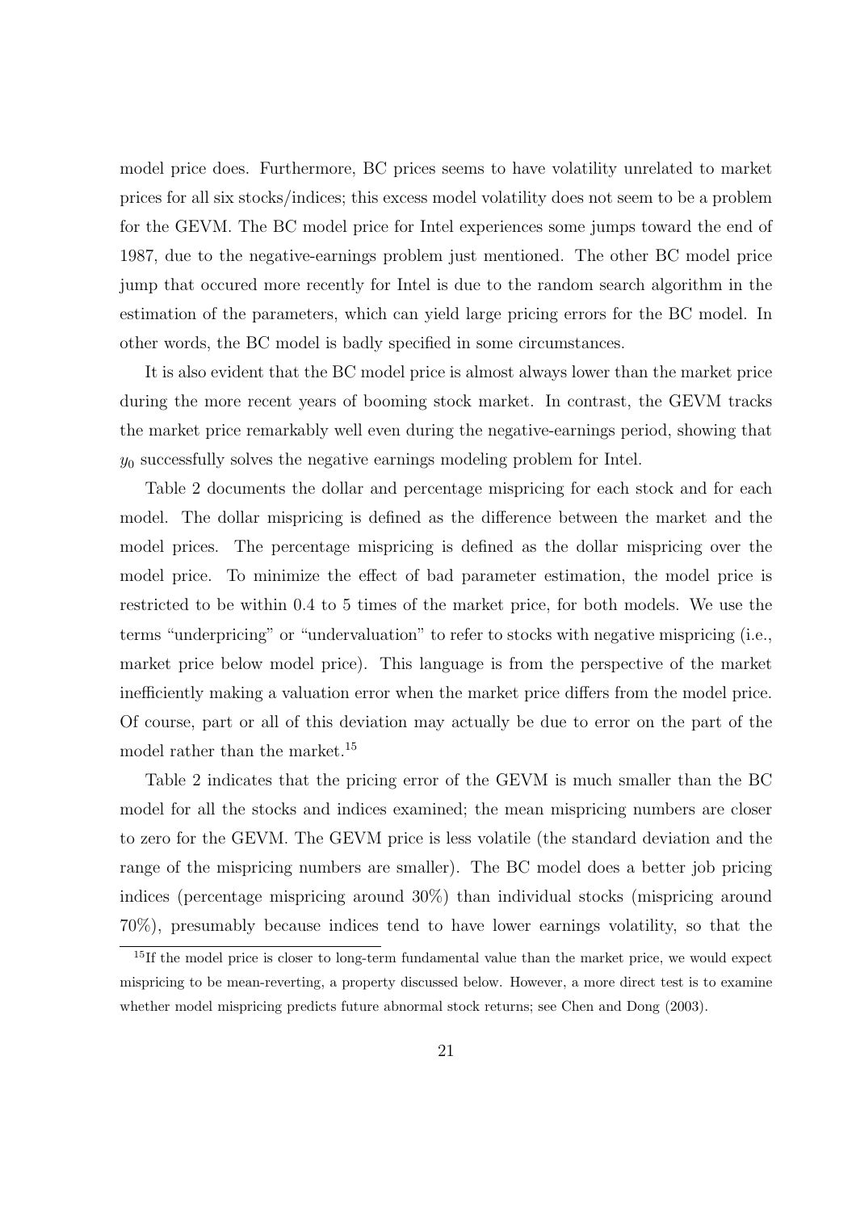model price does. Furthermore, BC prices seems to have volatility unrelated to market prices for all six stocks/indices; this excess model volatility does not seem to be a problem for the GEVM. The BC model price for Intel experiences some jumps toward the end of 1987, due to the negative-earnings problem just mentioned. The other BC model price jump that occured more recently for Intel is due to the random search algorithm in the estimation of the parameters, which can yield large pricing errors for the BC model. In other words, the BC model is badly specified in some circumstances.

It is also evident that the BC model price is almost always lower than the market price during the more recent years of booming stock market. In contrast, the GEVM tracks the market price remarkably well even during the negative-earnings period, showing that $y_0$ successfully solves the negative earnings modeling problem for Intel.

Table 2 documents the dollar and percentage mispricing for each stock and for each model. The dollar mispricing is defined as the difference between the market and the model prices. The percentage mispricing is defined as the dollar mispricing over the model price. To minimize the effect of bad parameter estimation, the model price is restricted to be within 0.4 to 5 times of the market price, for both models. We use the terms "underpricing" or "undervaluation" to refer to stocks with negative mispricing (i.e., market price below model price). This language is from the perspective of the market inefficiently making a valuation error when the market price differs from the model price. Of course, part or all of this deviation may actually be due to error on the part of the model rather than the market.[15]

Table 2 indicates that the pricing error of the GEVM is much smaller than the BC model for all the stocks and indices examined; the mean mispricing numbers are closer to zero for the GEVM. The GEVM price is less volatile (the standard deviation and the range of the mispricing numbers are smaller). The BC model does a better job pricing indices (percentage mispricing around 30%) than individual stocks (mispricing around 70%), presumably because indices tend to have lower earnings volatility, so that the

[15] If the model price is closer to long-term fundamental value than the market price, we would expect mispricing to be mean-reverting, a property discussed below. However, a more direct test is to examine whether model mispricing predicts future abnormal stock returns; see Chen and Dong (2003).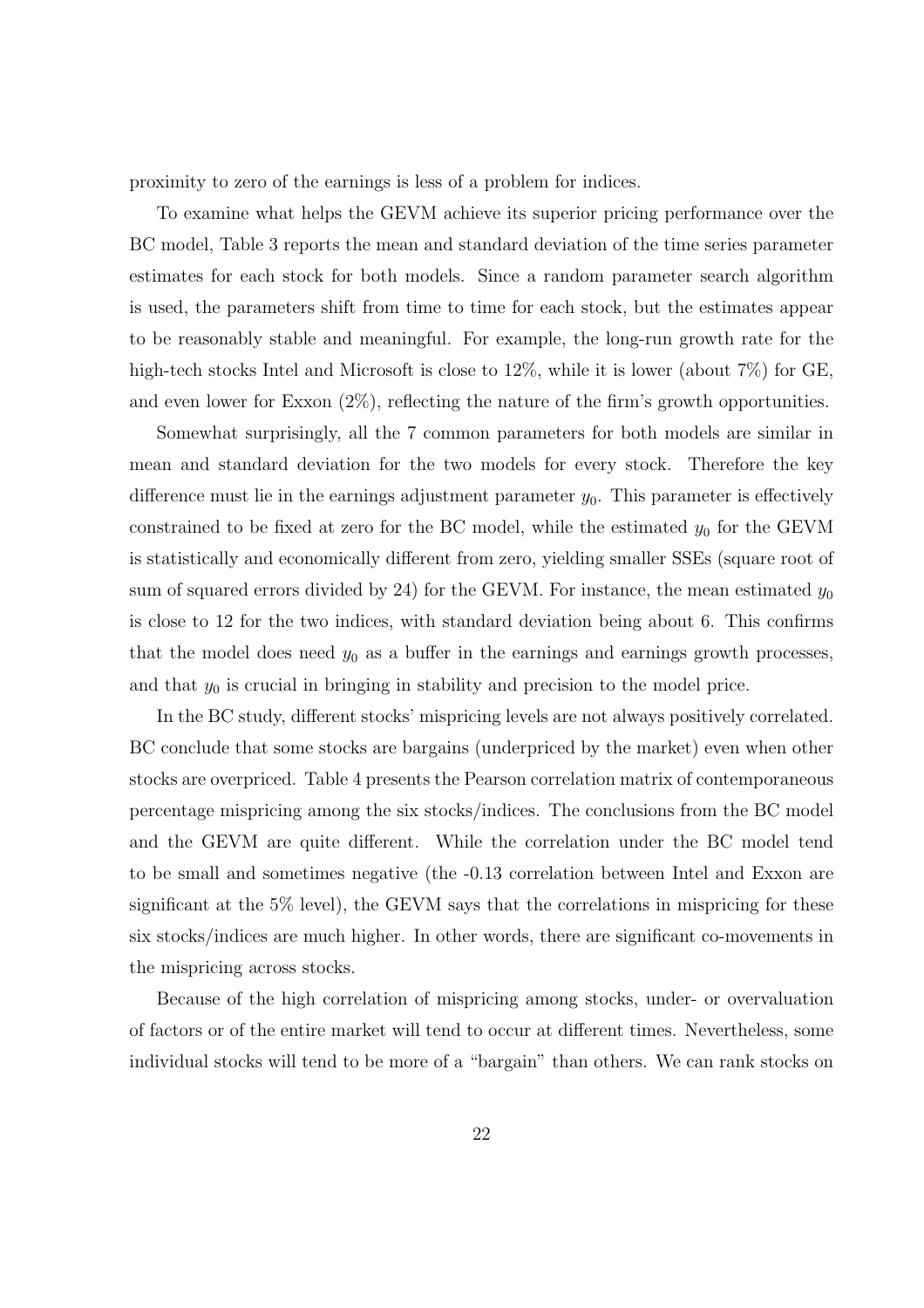proximity to zero of the earnings is less of a problem for indices.

To examine what helps the GEVM achieve its superior pricing performance over the BC model, Table 3 reports the mean and standard deviation of the time series parameter estimates for each stock for both models. Since a random parameter search algorithm is used, the parameters shift from time to time for each stock, but the estimates appear to be reasonably stable and meaningful. For example, the long-run growth rate for the high-tech stocks Intel and Microsoft is close to 12%, while it is lower (about 7%) for GE, and even lower for Exxon (2%), reflecting the nature of the firm's growth opportunities.

Somewhat surprisingly, all the 7 common parameters for both models are similar in mean and standard deviation for the two models for every stock. Therefore the key difference must lie in the earnings adjustment parameter $y_0$. This parameter is effectively constrained to be fixed at zero for the BC model, while the estimated $y_0$ for the GEVM is statistically and economically different from zero, yielding smaller SSEs (square root of sum of squared errors divided by 24) for the GEVM. For instance, the mean estimated $y_0$ is close to 12 for the two indices, with standard deviation being about 6. This confirms that the model does need $y_0$ as a buffer in the earnings and earnings growth processes, and that $y_0$ is crucial in bringing in stability and precision to the model price.

In the BC study, different stocks' mispricing levels are not always positively correlated. BC conclude that some stocks are bargains (underpriced by the market) even when other stocks are overpriced. Table 4 presents the Pearson correlation matrix of contemporaneous percentage mispricing among the six stocks/indices. The conclusions from the BC model and the GEVM are quite different. While the correlation under the BC model tend to be small and sometimes negative (the -0.13 correlation between Intel and Exxon are significant at the 5% level), the GEVM says that the correlations in mispricing for these six stocks/indices are much higher. In other words, there are significant co-movements in the mispricing across stocks.

Because of the high correlation of mispricing among stocks, under- or overvaluation of factors or of the entire market will tend to occur at different times. Nevertheless, some individual stocks will tend to be more of a "bargain" than others. We can rank stocks on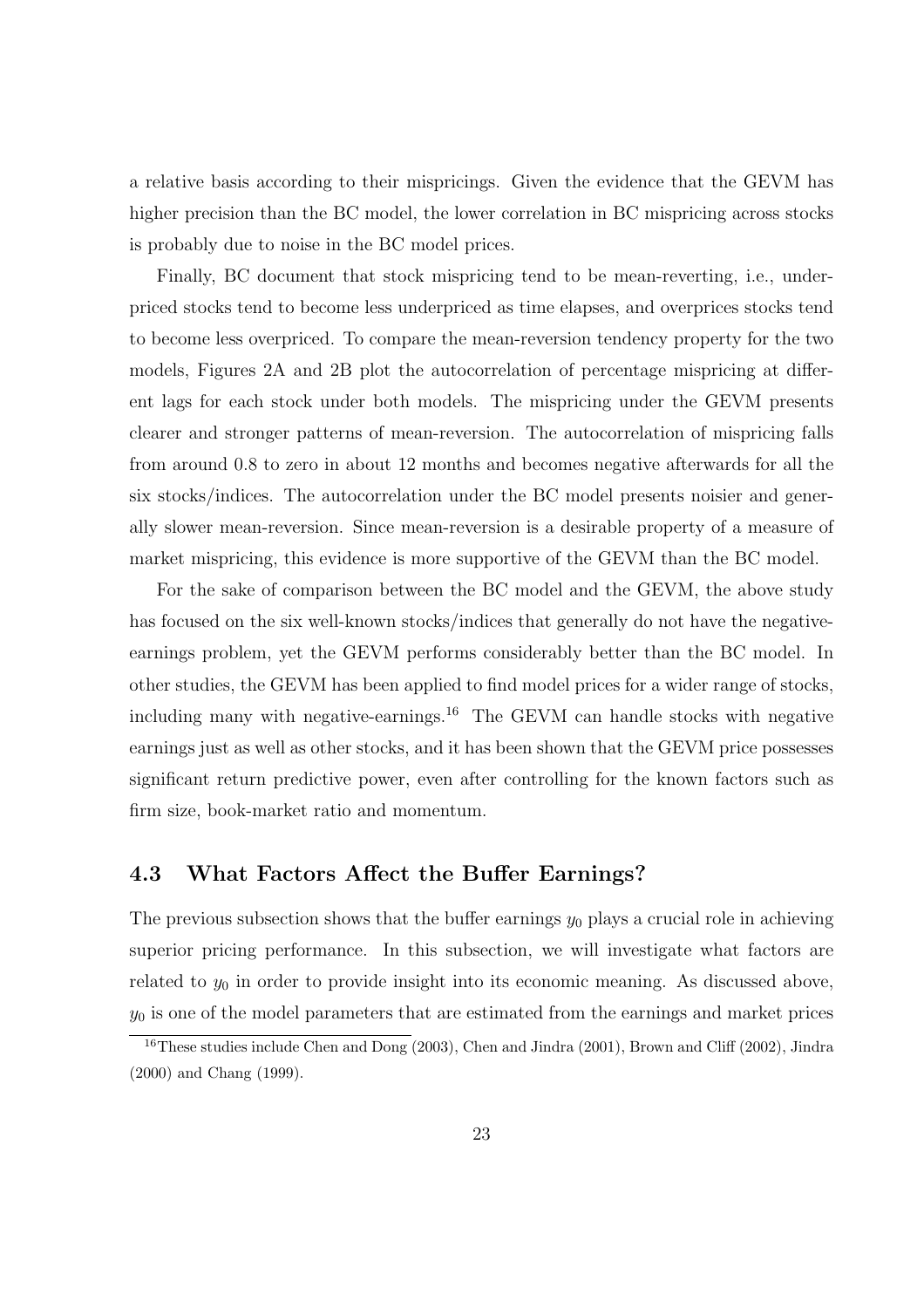a relative basis according to their mispricings. Given the evidence that the GEVM has higher precision than the BC model, the lower correlation in BC mispricing across stocks is probably due to noise in the BC model prices.

Finally, BC document that stock mispricing tend to be mean-reverting, i.e., underpriced stocks tend to become less underpriced as time elapses, and overprices stocks tend to become less overpriced. To compare the mean-reversion tendency property for the two models, Figures 2A and 2B plot the autocorrelation of percentage mispricing at different lags for each stock under both models. The mispricing under the GEVM presents clearer and stronger patterns of mean-reversion. The autocorrelation of mispricing falls from around 0.8 to zero in about 12 months and becomes negative afterwards for all the six stocks/indices. The autocorrelation under the BC model presents noisier and generally slower mean-reversion. Since mean-reversion is a desirable property of a measure of market mispricing, this evidence is more supportive of the GEVM than the BC model.

For the sake of comparison between the BC model and the GEVM, the above study has focused on the six well-known stocks/indices that generally do not have the negative-earnings problem, yet the GEVM performs considerably better than the BC model. In other studies, the GEVM has been applied to find model prices for a wider range of stocks, including many with negative-earnings.[16] The GEVM can handle stocks with negative earnings just as well as other stocks, and it has been shown that the GEVM price possesses significant return predictive power, even after controlling for the known factors such as firm size, book-market ratio and momentum.

### 4.3 What Factors Affect the Buffer Earnings?

The previous subsection shows that the buffer earnings $y_0$ plays a crucial role in achieving superior pricing performance. In this subsection, we will investigate what factors are related to $y_0$ in order to provide insight into its economic meaning. As discussed above, $y_0$ is one of the model parameters that are estimated from the earnings and market prices

[16] These studies include Chen and Dong (2003), Chen and Jindra (2001), Brown and Cliff (2002), Jindra (2000) and Chang (1999).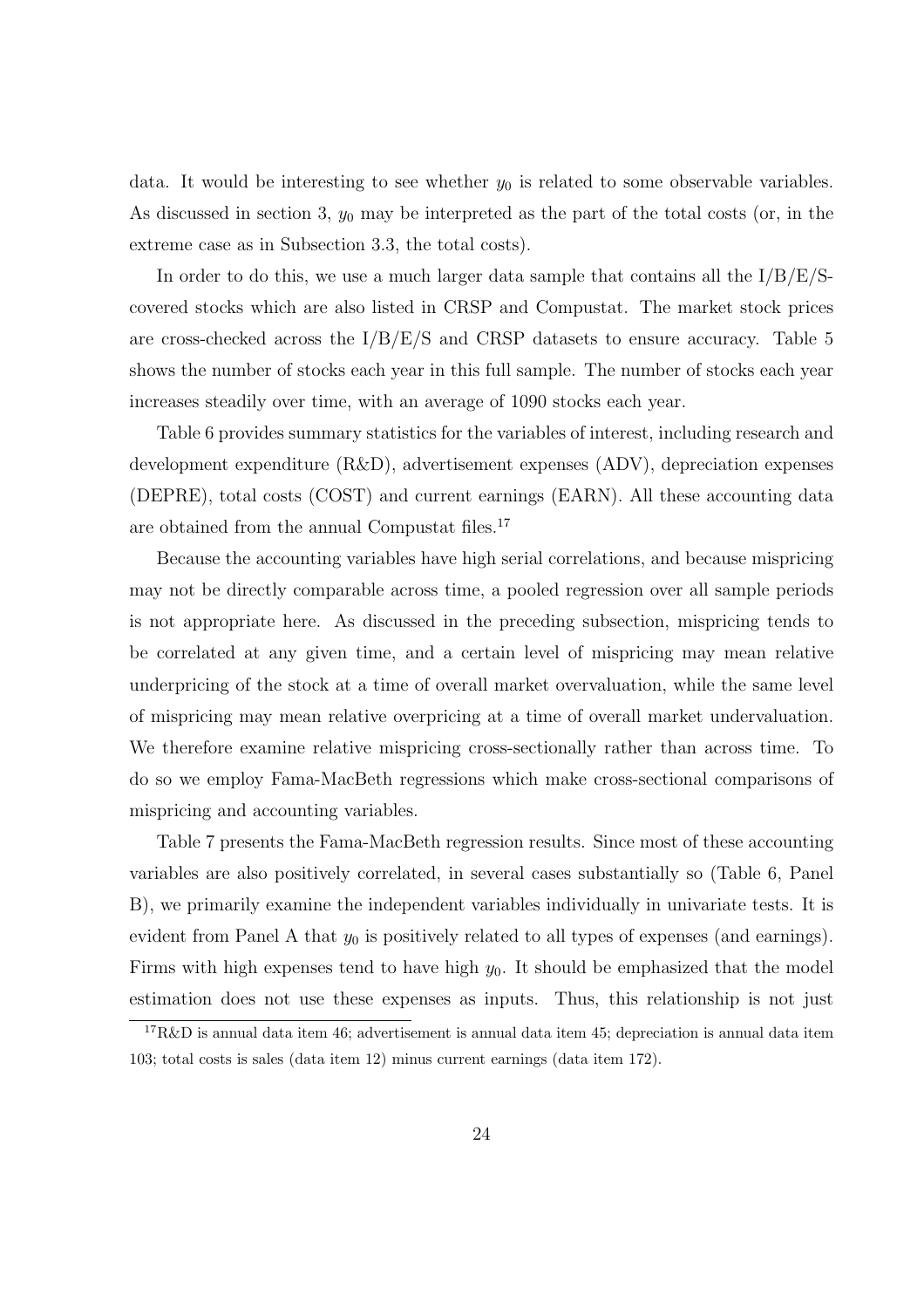data. It would be interesting to see whether $y_0$ is related to some observable variables. As discussed in section 3, $y_0$ may be interpreted as the part of the total costs (or, in the extreme case as in Subsection 3.3, the total costs).

In order to do this, we use a much larger data sample that contains all the I/B/E/S-covered stocks which are also listed in CRSP and Compustat. The market stock prices are cross-checked across the I/B/E/S and CRSP datasets to ensure accuracy. Table 5 shows the number of stocks each year in this full sample. The number of stocks each year increases steadily over time, with an average of 1090 stocks each year.

Table 6 provides summary statistics for the variables of interest, including research and development expenditure (R&D), advertisement expenses (ADV), depreciation expenses (DEPRE), total costs (COST) and current earnings (EARN). All these accounting data are obtained from the annual Compustat files.[17]

Because the accounting variables have high serial correlations, and because mispricing may not be directly comparable across time, a pooled regression over all sample periods is not appropriate here. As discussed in the preceding subsection, mispricing tends to be correlated at any given time, and a certain level of mispricing may mean relative underpricing of the stock at a time of overall market overvaluation, while the same level of mispricing may mean relative overpricing at a time of overall market undervaluation. We therefore examine relative mispricing cross-sectionally rather than across time. To do so we employ Fama-MacBeth regressions which make cross-sectional comparisons of mispricing and accounting variables.

Table 7 presents the Fama-MacBeth regression results. Since most of these accounting variables are also positively correlated, in several cases substantially so (Table 6, Panel B), we primarily examine the independent variables individually in univariate tests. It is evident from Panel A that $y_0$ is positively related to all types of expenses (and earnings). Firms with high expenses tend to have high $y_0$. It should be emphasized that the model estimation does not use these expenses as inputs. Thus, this relationship is not just

[17] R&D is annual data item 46; advertisement is annual data item 45; depreciation is annual data item 103; total costs is sales (data item 12) minus current earnings (data item 172).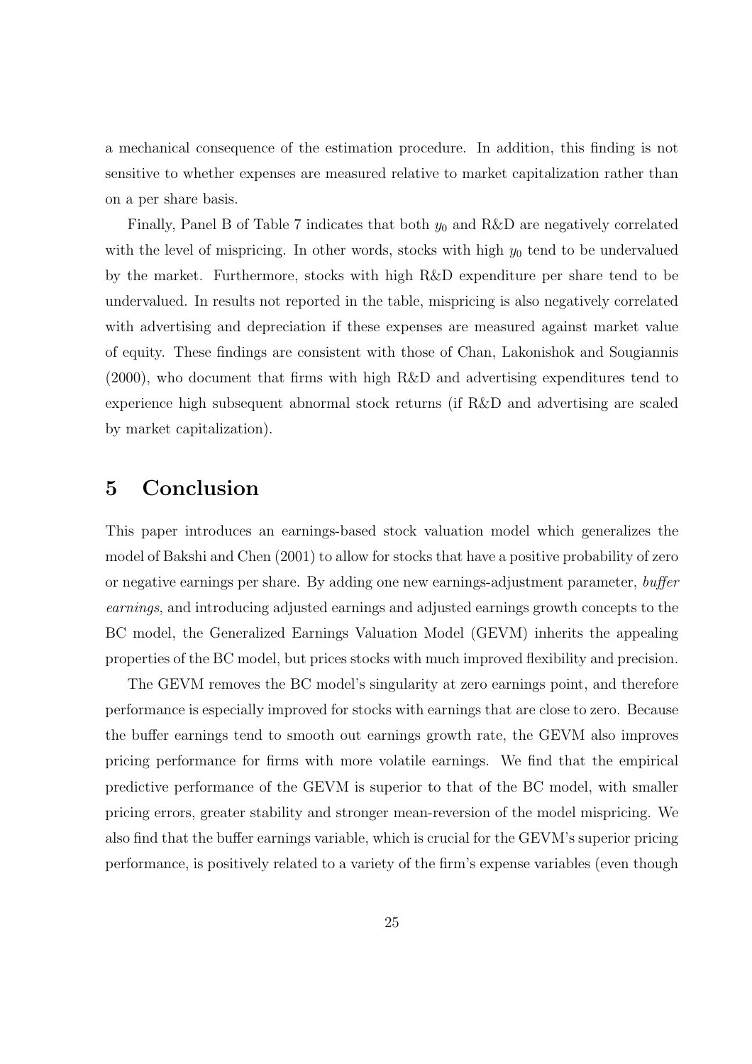a mechanical consequence of the estimation procedure. In addition, this finding is not sensitive to whether expenses are measured relative to market capitalization rather than on a per share basis.

Finally, Panel B of Table 7 indicates that both $y_0$ and R&D are negatively correlated with the level of mispricing. In other words, stocks with high $y_0$ tend to be undervalued by the market. Furthermore, stocks with high R&D expenditure per share tend to be undervalued. In results not reported in the table, mispricing is also negatively correlated with advertising and depreciation if these expenses are measured against market value of equity. These findings are consistent with those of Chan, Lakonishok and Sougiannis (2000), who document that firms with high R&D and advertising expenditures tend to experience high subsequent abnormal stock returns (if R&D and advertising are scaled by market capitalization).

# 5 Conclusion

This paper introduces an earnings-based stock valuation model which generalizes the model of Bakshi and Chen (2001) to allow for stocks that have a positive probability of zero or negative earnings per share. By adding one new earnings-adjustment parameter, *buffer earnings*, and introducing adjusted earnings and adjusted earnings growth concepts to the BC model, the Generalized Earnings Valuation Model (GEVM) inherits the appealing properties of the BC model, but prices stocks with much improved flexibility and precision.

The GEVM removes the BC model's singularity at zero earnings point, and therefore performance is especially improved for stocks with earnings that are close to zero. Because the buffer earnings tend to smooth out earnings growth rate, the GEVM also improves pricing performance for firms with more volatile earnings. We find that the empirical predictive performance of the GEVM is superior to that of the BC model, with smaller pricing errors, greater stability and stronger mean-reversion of the model mispricing. We also find that the buffer earnings variable, which is crucial for the GEVM's superior pricing performance, is positively related to a variety of the firm's expense variables (even though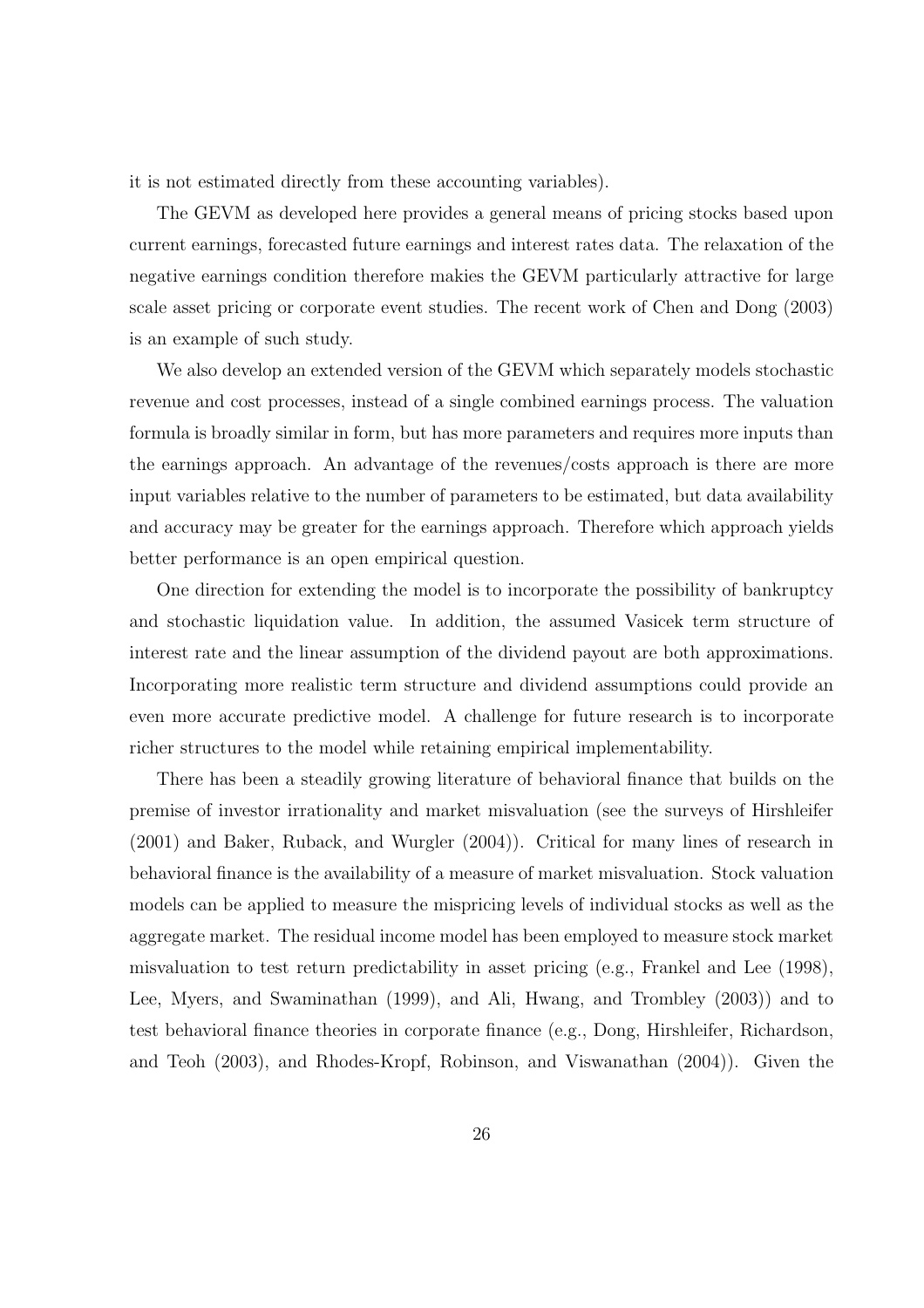it is not estimated directly from these accounting variables).

The GEVM as developed here provides a general means of pricing stocks based upon current earnings, forecasted future earnings and interest rates data. The relaxation of the negative earnings condition therefore makies the GEVM particularly attractive for large scale asset pricing or corporate event studies. The recent work of Chen and Dong (2003) is an example of such study.

We also develop an extended version of the GEVM which separately models stochastic revenue and cost processes, instead of a single combined earnings process. The valuation formula is broadly similar in form, but has more parameters and requires more inputs than the earnings approach. An advantage of the revenues/costs approach is there are more input variables relative to the number of parameters to be estimated, but data availability and accuracy may be greater for the earnings approach. Therefore which approach yields better performance is an open empirical question.

One direction for extending the model is to incorporate the possibility of bankruptcy and stochastic liquidation value. In addition, the assumed Vasicek term structure of interest rate and the linear assumption of the dividend payout are both approximations. Incorporating more realistic term structure and dividend assumptions could provide an even more accurate predictive model. A challenge for future research is to incorporate richer structures to the model while retaining empirical implementability.

There has been a steadily growing literature of behavioral finance that builds on the premise of investor irrationality and market misvaluation (see the surveys of Hirshleifer (2001) and Baker, Ruback, and Wurgler (2004)). Critical for many lines of research in behavioral finance is the availability of a measure of market misvaluation. Stock valuation models can be applied to measure the mispricing levels of individual stocks as well as the aggregate market. The residual income model has been employed to measure stock market misvaluation to test return predictability in asset pricing (e.g., Frankel and Lee (1998), Lee, Myers, and Swaminathan (1999), and Ali, Hwang, and Trombley (2003)) and to test behavioral finance theories in corporate finance (e.g., Dong, Hirshleifer, Richardson, and Teoh (2003), and Rhodes-Kropf, Robinson, and Viswanathan (2004)). Given the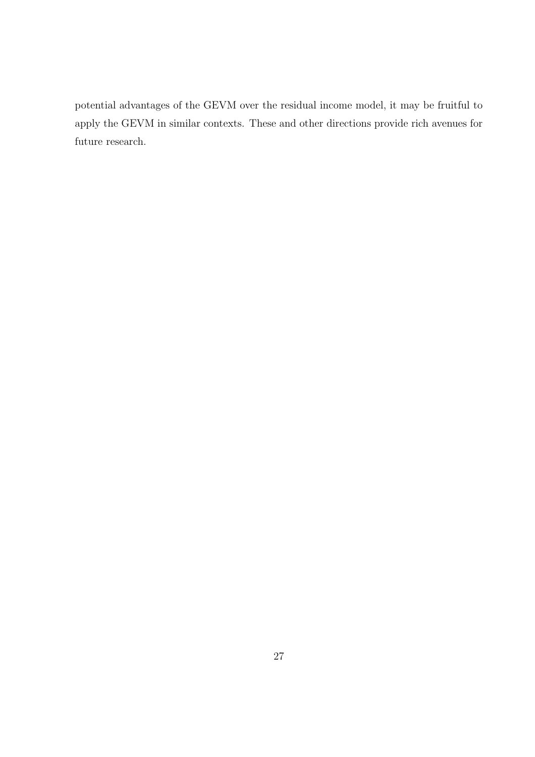potential advantages of the GEVM over the residual income model, it may be fruitful to apply the GEVM in similar contexts. These and other directions provide rich avenues for future research.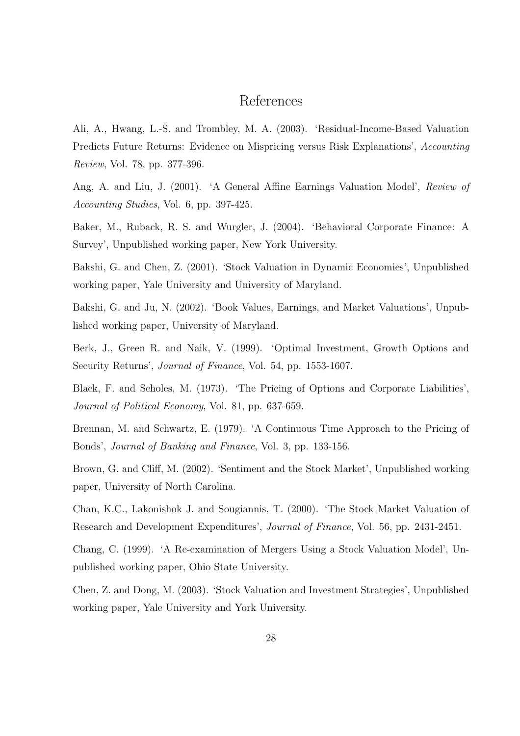# References

Ali, A., Hwang, L.-S. and Trombley, M. A. (2003). 'Residual-Income-Based Valuation Predicts Future Returns: Evidence on Mispricing versus Risk Explanations', *Accounting Review*, Vol. 78, pp. 377-396.

Ang, A. and Liu, J. (2001). 'A General Affine Earnings Valuation Model', *Review of Accounting Studies*, Vol. 6, pp. 397-425.

Baker, M., Ruback, R. S. and Wurgler, J. (2004). 'Behavioral Corporate Finance: A Survey', Unpublished working paper, New York University.

Bakshi, G. and Chen, Z. (2001). 'Stock Valuation in Dynamic Economies', Unpublished working paper, Yale University and University of Maryland.

Bakshi, G. and Ju, N. (2002). 'Book Values, Earnings, and Market Valuations', Unpublished working paper, University of Maryland.

Berk, J., Green R. and Naik, V. (1999). 'Optimal Investment, Growth Options and Security Returns', *Journal of Finance*, Vol. 54, pp. 1553-1607.

Black, F. and Scholes, M. (1973). 'The Pricing of Options and Corporate Liabilities', *Journal of Political Economy*, Vol. 81, pp. 637-659.

Brennan, M. and Schwartz, E. (1979). 'A Continuous Time Approach to the Pricing of Bonds', *Journal of Banking and Finance*, Vol. 3, pp. 133-156.

Brown, G. and Cliff, M. (2002). 'Sentiment and the Stock Market', Unpublished working paper, University of North Carolina.

Chan, K.C., Lakonishok J. and Sougiannis, T. (2000). 'The Stock Market Valuation of Research and Development Expenditures', *Journal of Finance*, Vol. 56, pp. 2431-2451.

Chang, C. (1999). 'A Re-examination of Mergers Using a Stock Valuation Model', Unpublished working paper, Ohio State University.

Chen, Z. and Dong, M. (2003). 'Stock Valuation and Investment Strategies', Unpublished working paper, Yale University and York University.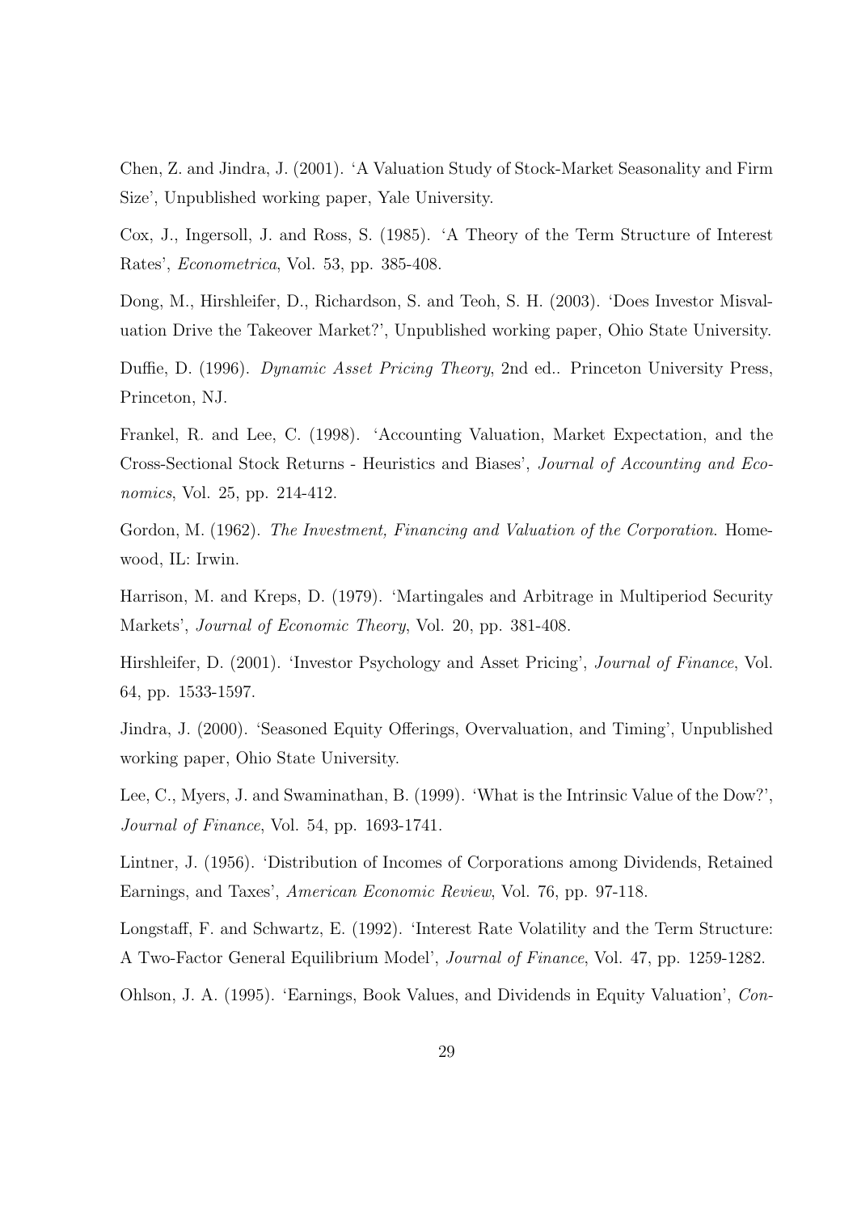Chen, Z. and Jindra, J. (2001). 'A Valuation Study of Stock-Market Seasonality and Firm Size', Unpublished working paper, Yale University.

Cox, J., Ingersoll, J. and Ross, S. (1985). 'A Theory of the Term Structure of Interest Rates', *Econometrica*, Vol. 53, pp. 385-408.

Dong, M., Hirshleifer, D., Richardson, S. and Teoh, S. H. (2003). 'Does Investor Misvaluation Drive the Takeover Market?', Unpublished working paper, Ohio State University.

Duffie, D. (1996). *Dynamic Asset Pricing Theory*, 2nd ed.. Princeton University Press, Princeton, NJ.

Frankel, R. and Lee, C. (1998). 'Accounting Valuation, Market Expectation, and the Cross-Sectional Stock Returns - Heuristics and Biases', *Journal of Accounting and Economics*, Vol. 25, pp. 214-412.

Gordon, M. (1962). *The Investment, Financing and Valuation of the Corporation*. Homewood, IL: Irwin.

Harrison, M. and Kreps, D. (1979). 'Martingales and Arbitrage in Multiperiod Security Markets', *Journal of Economic Theory*, Vol. 20, pp. 381-408.

Hirshleifer, D. (2001). 'Investor Psychology and Asset Pricing', *Journal of Finance*, Vol. 64, pp. 1533-1597.

Jindra, J. (2000). 'Seasoned Equity Offerings, Overvaluation, and Timing', Unpublished working paper, Ohio State University.

Lee, C., Myers, J. and Swaminathan, B. (1999). 'What is the Intrinsic Value of the Dow?', *Journal of Finance*, Vol. 54, pp. 1693-1741.

Lintner, J. (1956). 'Distribution of Incomes of Corporations among Dividends, Retained Earnings, and Taxes', *American Economic Review*, Vol. 76, pp. 97-118.

Longstaff, F. and Schwartz, E. (1992). 'Interest Rate Volatility and the Term Structure: A Two-Factor General Equilibrium Model', *Journal of Finance*, Vol. 47, pp. 1259-1282.

Ohlson, J. A. (1995). 'Earnings, Book Values, and Dividends in Equity Valuation', *Con-*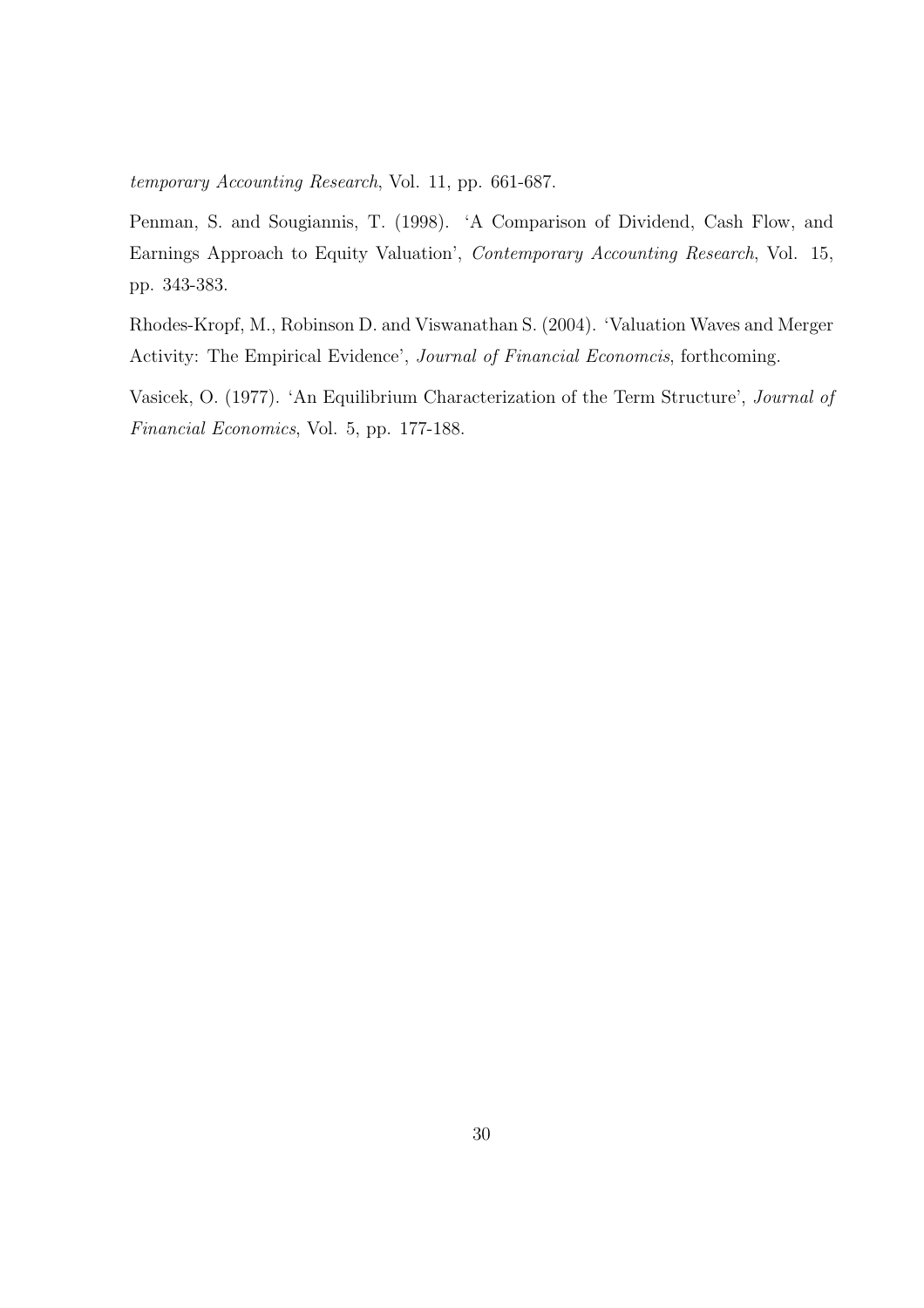*temporary Accounting Research*, Vol. 11, pp. 661-687.

Penman, S. and Sougiannis, T. (1998). 'A Comparison of Dividend, Cash Flow, and Earnings Approach to Equity Valuation', *Contemporary Accounting Research*, Vol. 15, pp. 343-383.

Rhodes-Kropf, M., Robinson D. and Viswanathan S. (2004). 'Valuation Waves and Merger Activity: The Empirical Evidence', *Journal of Financial Economcis*, forthcoming.

Vasicek, O. (1977). 'An Equilibrium Characterization of the Term Structure', *Journal of Financial Economics*, Vol. 5, pp. 177-188.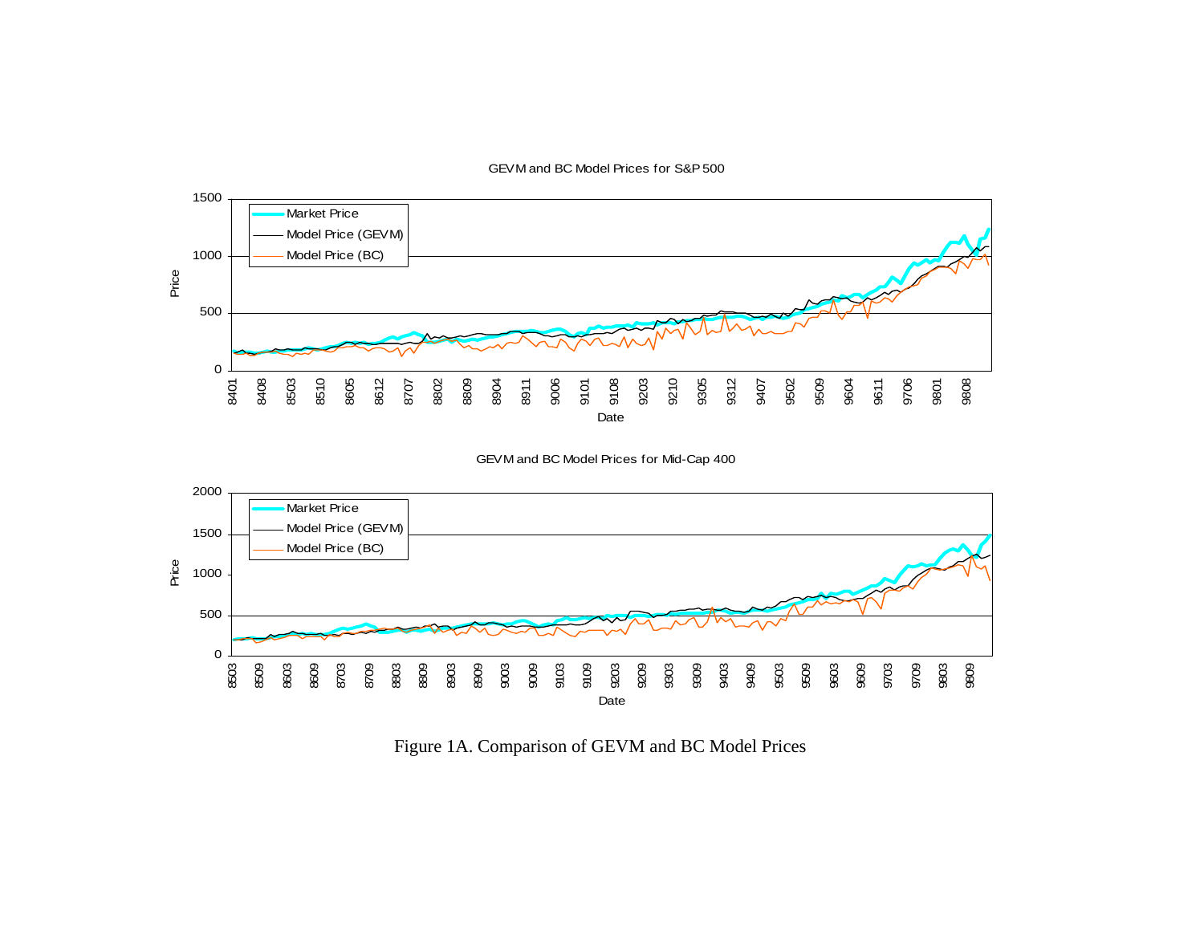Figure 1A. Comparison of GEVM and BC Model Prices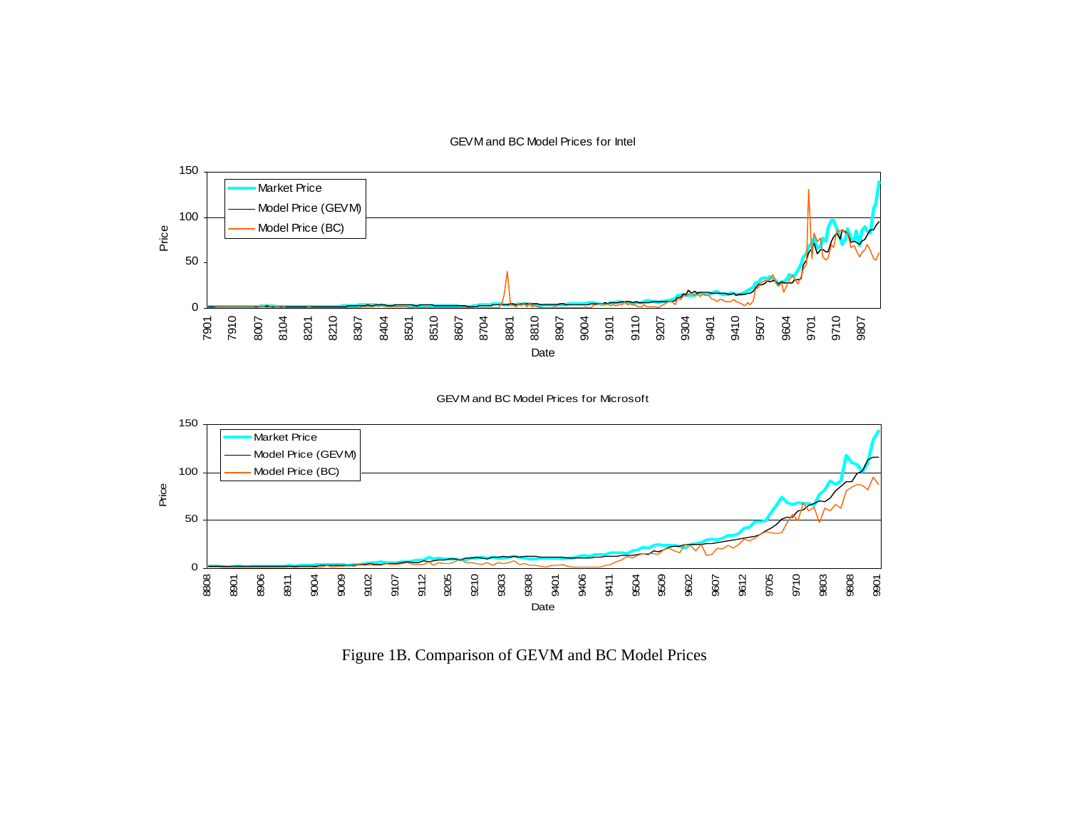Figure 1B. Comparison of GEVM and BC Model Prices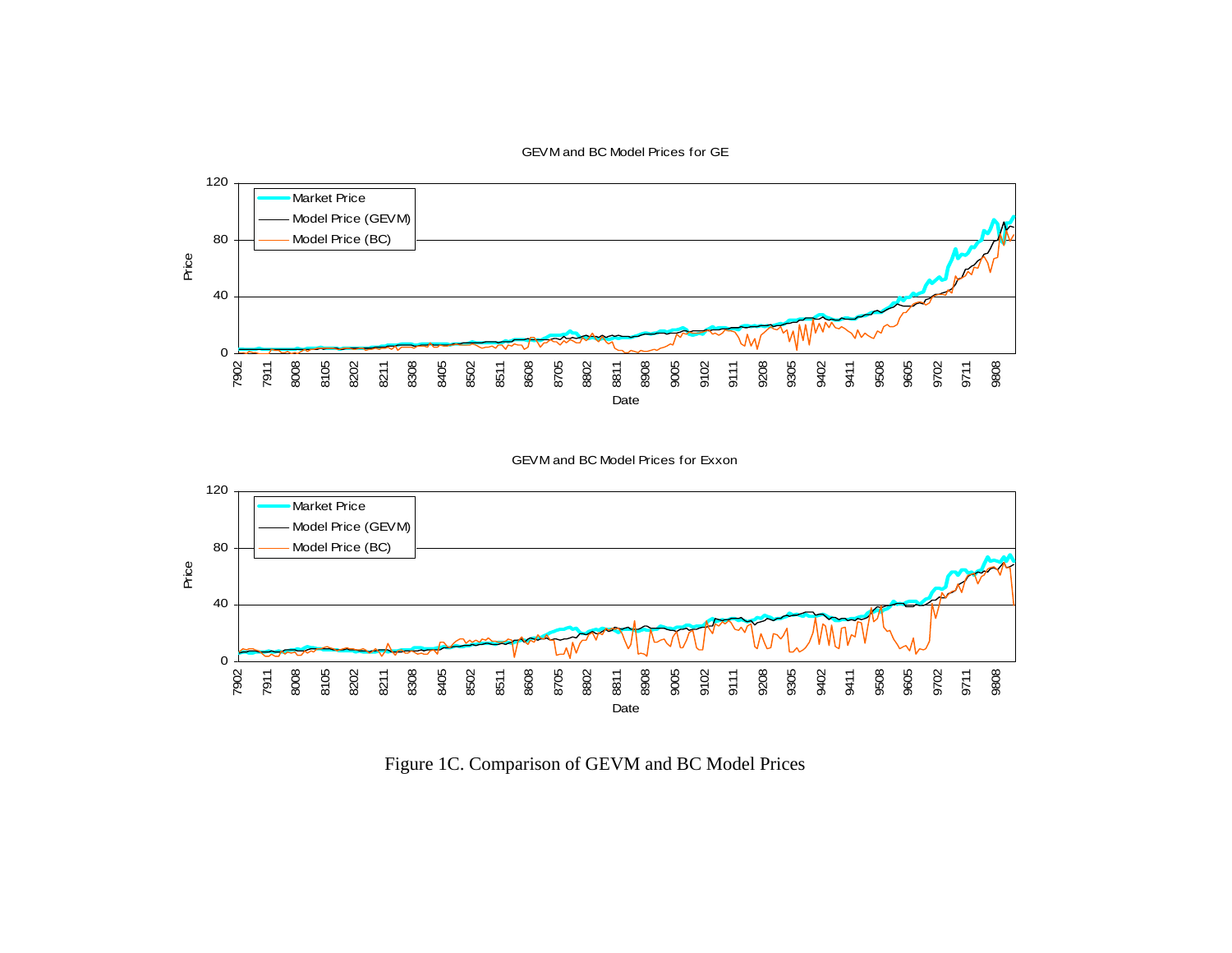GEVM and BC Model Prices for GE

GEVM and BC Model Prices for Exxon

Figure 1C. Comparison of GEVM and BC Model Prices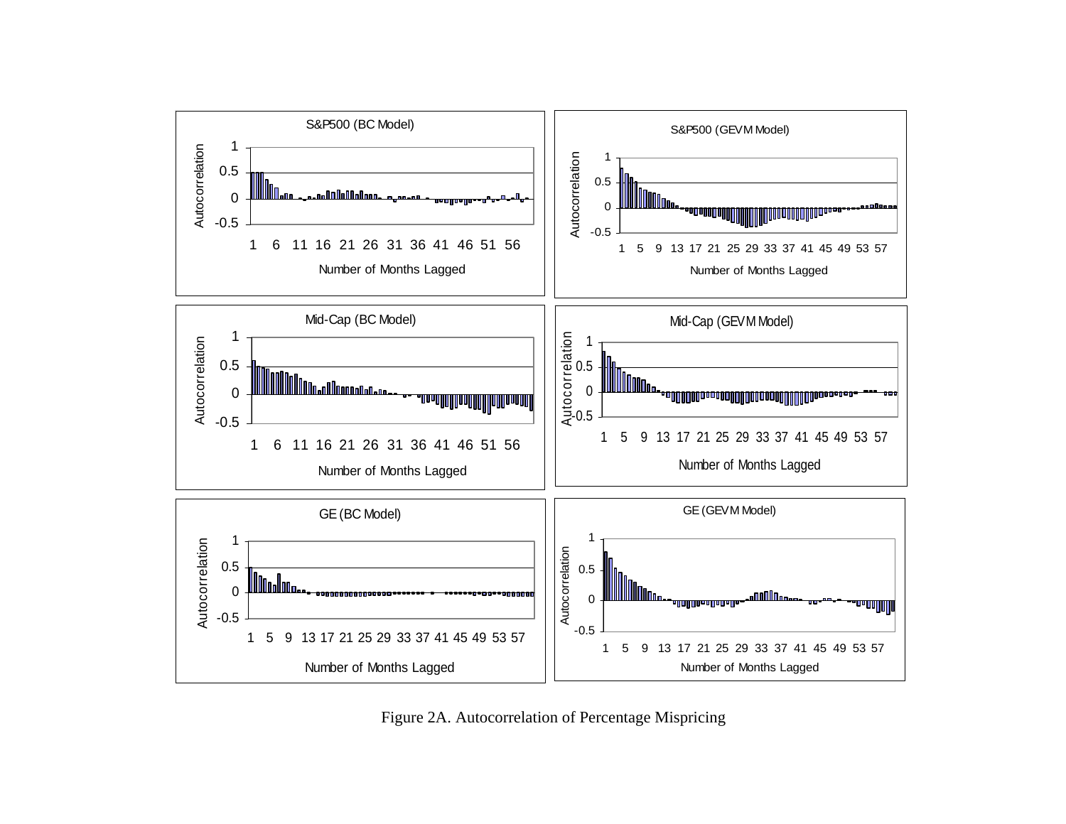Figure 2A. Autocorrelation of Percentage Mispricing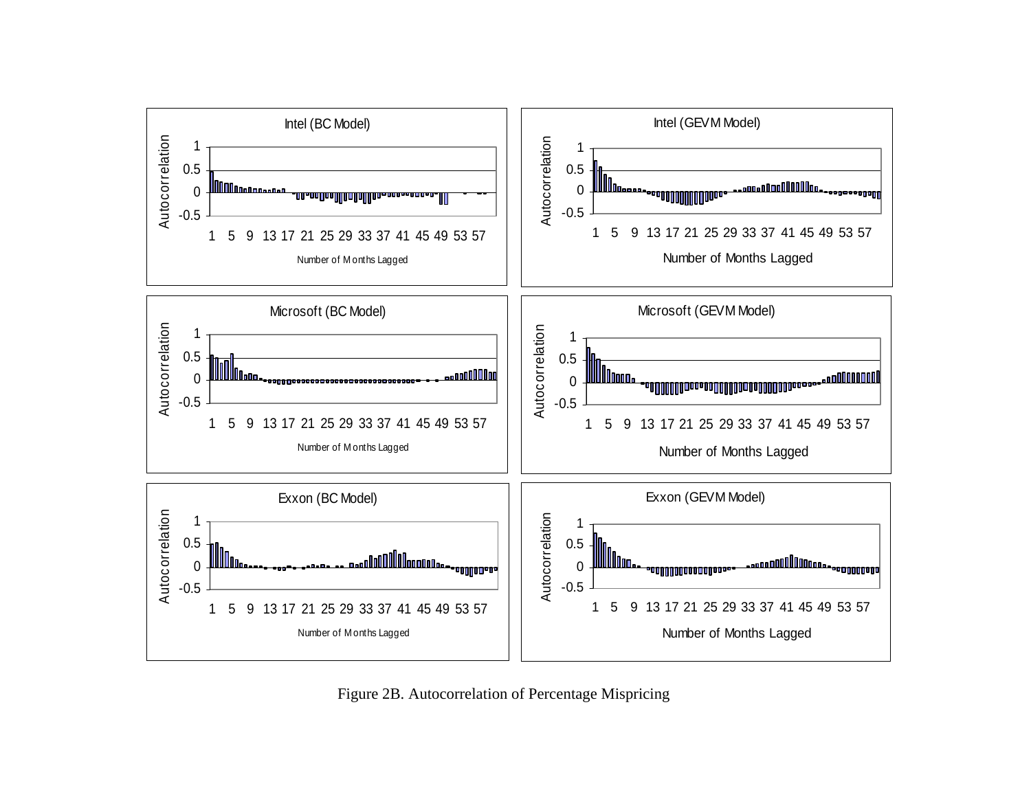Intel (BC Model)

Intel (GEVM Model)

Microsoft (BC Model)

Microsoft (GEVM Model)

Exxon (BC Model)

Exxon (GEVM Model)

Figure 2B. Autocorrelation of Percentage Mispricing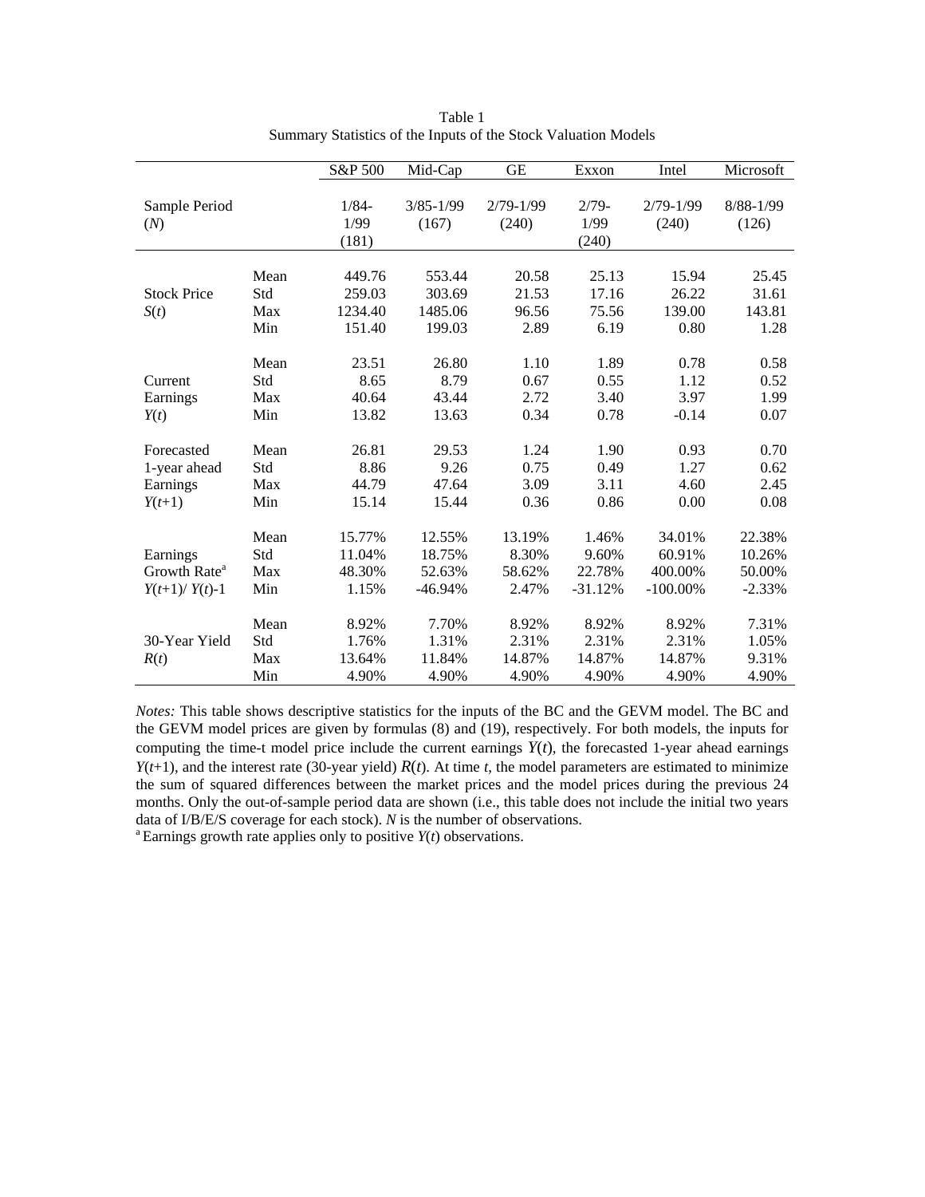Table 1
Summary Statistics of the Inputs of the Stock Valuation Models

| | | S&P 500 | Mid-Cap | GE | Exxon | Intel | Microsoft |
|---|---|---|---|---|---|---|---|
| Sample Period ($N$) | | 1/84-1/99 (181) | 3/85-1/99 (167) | 2/79-1/99 (240) | 2/79-1/99 (240) | 2/79-1/99 (240) | 8/88-1/99 (126) |
| Stock Price $S(t)$ | Mean | 449.76 | 553.44 | 20.58 | 25.13 | 15.94 | 25.45 |
| | Std | 259.03 | 303.69 | 21.53 | 17.16 | 26.22 | 31.61 |
| | Max | 1234.40 | 1485.06 | 96.56 | 75.56 | 139.00 | 143.81 |
| | Min | 151.40 | 199.03 | 2.89 | 6.19 | 0.80 | 1.28 |
| Current Earnings $Y(t)$ | Mean | 23.51 | 26.80 | 1.10 | 1.89 | 0.78 | 0.58 |
| | Std | 8.65 | 8.79 | 0.67 | 0.55 | 1.12 | 0.52 |
| | Max | 40.64 | 43.44 | 2.72 | 3.40 | 3.97 | 1.99 |
| | Min | 13.82 | 13.63 | 0.34 | 0.78 | -0.14 | 0.07 |
| Forecasted 1-year ahead Earnings $Y(t+1)$ | Mean | 26.81 | 29.53 | 1.24 | 1.90 | 0.93 | 0.70 |
| | Std | 8.86 | 9.26 | 0.75 | 0.49 | 1.27 | 0.62 |
| | Max | 44.79 | 47.64 | 3.09 | 3.11 | 4.60 | 2.45 |
| | Min | 15.14 | 15.44 | 0.36 | 0.86 | 0.00 | 0.08 |
| Earnings Growth Rate[a] $Y(t+1)/Y(t)-1$ | Mean | 15.77% | 12.55% | 13.19% | 1.46% | 34.01% | 22.38% |
| | Std | 11.04% | 18.75% | 8.30% | 9.60% | 60.91% | 10.26% |
| | Max | 48.30% | 52.63% | 58.62% | 22.78% | 400.00% | 50.00% |
| | Min | 1.15% | -46.94% | 2.47% | -31.12% | -100.00% | -2.33% |
| 30-Year Yield $R(t)$ | Mean | 8.92% | 7.70% | 8.92% | 8.92% | 8.92% | 7.31% |
| | Std | 1.76% | 1.31% | 2.31% | 2.31% | 2.31% | 1.05% |
| | Max | 13.64% | 11.84% | 14.87% | 14.87% | 14.87% | 9.31% |
| | Min | 4.90% | 4.90% | 4.90% | 4.90% | 4.90% | 4.90% |

*Notes:* This table shows descriptive statistics for the inputs of the BC and the GEVM model. The BC and the GEVM model prices are given by formulas (8) and (19), respectively. For both models, the inputs for computing the time-t model price include the current earnings $Y(t)$, the forecasted 1-year ahead earnings $Y(t+1)$, and the interest rate (30-year yield) $R(t)$. At time $t$, the model parameters are estimated to minimize the sum of squared differences between the market prices and the model prices during the previous 24 months. Only the out-of-sample period data are shown (i.e., this table does not include the initial two years data of I/B/E/S coverage for each stock). $N$ is the number of observations.

[a] Earnings growth rate applies only to positive $Y(t)$ observations.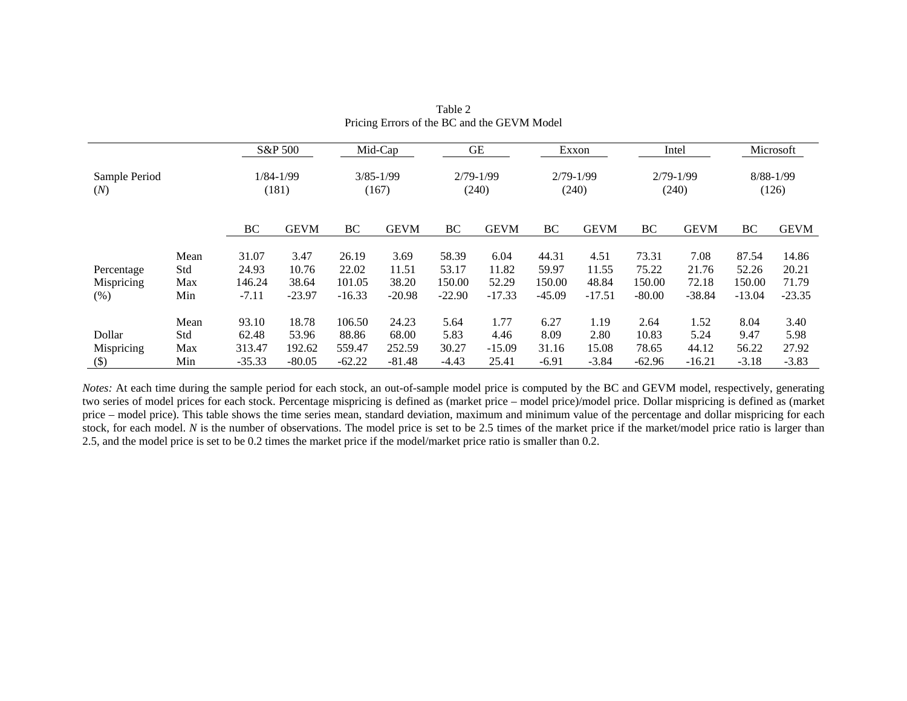Table 2
Pricing Errors of the BC and the GEVM Model

| | | S&P 500 | | Mid-Cap | | GE | | Exxon | | Intel | | Microsoft | |
|---|---|---|---|---|---|---|---|---|---|---|---|---|---|
| Sample Period | | 1/84-1/99 | | 3/85-1/99 | | 2/79-1/99 | | 2/79-1/99 | | 2/79-1/99 | | 8/88-1/99 | |
| (*N*) | | (181) | | (167) | | (240) | | (240) | | (240) | | (126) | |
| | | BC | GEVM | BC | GEVM | BC | GEVM | BC | GEVM | BC | GEVM | BC | GEVM |
| | Mean | 31.07 | 3.47 | 26.19 | 3.69 | 58.39 | 6.04 | 44.31 | 4.51 | 73.31 | 7.08 | 87.54 | 14.86 |
| Percentage | Std | 24.93 | 10.76 | 22.02 | 11.51 | 53.17 | 11.82 | 59.97 | 11.55 | 75.22 | 21.76 | 52.26 | 20.21 |
| Mispricing | Max | 146.24 | 38.64 | 101.05 | 38.20 | 150.00 | 52.29 | 150.00 | 48.84 | 150.00 | 72.18 | 150.00 | 71.79 |
| (%) | Min | -7.11 | -23.97 | -16.33 | -20.98 | -22.90 | -17.33 | -45.09 | -17.51 | -80.00 | -38.84 | -13.04 | -23.35 |
| | Mean | 93.10 | 18.78 | 106.50 | 24.23 | 5.64 | 1.77 | 6.27 | 1.19 | 2.64 | 1.52 | 8.04 | 3.40 |
| Dollar | Std | 62.48 | 53.96 | 88.86 | 68.00 | 5.83 | 4.46 | 8.09 | 2.80 | 10.83 | 5.24 | 9.47 | 5.98 |
| Mispricing | Max | 313.47 | 192.62 | 559.47 | 252.59 | 30.27 | -15.09 | 31.16 | 15.08 | 78.65 | 44.12 | 56.22 | 27.92 |
| ($) | Min | -35.33 | -80.05 | -62.22 | -81.48 | -4.43 | 25.41 | -6.91 | -3.84 | -62.96 | -16.21 | -3.18 | -3.83 |

*Notes:* At each time during the sample period for each stock, an out-of-sample model price is computed by the BC and GEVM model, respectively, generating two series of model prices for each stock. Percentage mispricing is defined as (market price – model price)/model price. Dollar mispricing is defined as (market price – model price). This table shows the time series mean, standard deviation, maximum and minimum value of the percentage and dollar mispricing for each stock, for each model. *N* is the number of observations. The model price is set to be 2.5 times of the market price if the market/model price ratio is larger than 2.5, and the model price is set to be 0.2 times the market price if the model/market price ratio is smaller than 0.2.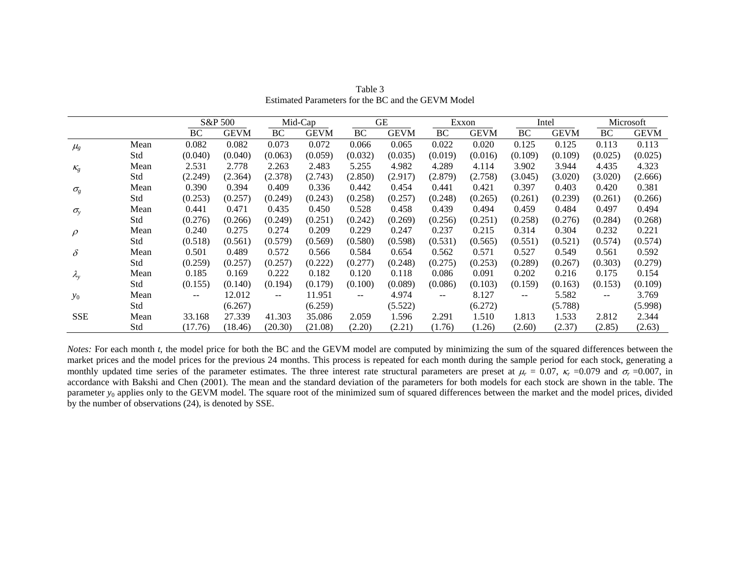Table 3
Estimated Parameters for the BC and the GEVM Model

| | | S&P 500 | | Mid-Cap | | GE | | Exxon | | Intel | | Microsoft | |
|---|---|---|---|---|---|---|---|---|---|---|---|---|---|
| | | BC | GEVM | BC | GEVM | BC | GEVM | BC | GEVM | BC | GEVM | BC | GEVM |
| $\mu_g$ | Mean | 0.082 | 0.082 | 0.073 | 0.072 | 0.066 | 0.065 | 0.022 | 0.020 | 0.125 | 0.125 | 0.113 | 0.113 |
| | Std | (0.040) | (0.040) | (0.063) | (0.059) | (0.032) | (0.035) | (0.019) | (0.016) | (0.109) | (0.109) | (0.025) | (0.025) |
| $\kappa_g$ | Mean | 2.531 | 2.778 | 2.263 | 2.483 | 5.255 | 4.982 | 4.289 | 4.114 | 3.902 | 3.944 | 4.435 | 4.323 |
| | Std | (2.249) | (2.364) | (2.378) | (2.743) | (2.850) | (2.917) | (2.879) | (2.758) | (3.045) | (3.020) | (3.020) | (2.666) |
| $\sigma_g$ | Mean | 0.390 | 0.394 | 0.409 | 0.336 | 0.442 | 0.454 | 0.441 | 0.421 | 0.397 | 0.403 | 0.420 | 0.381 |
| | Std | (0.253) | (0.257) | (0.249) | (0.243) | (0.258) | (0.257) | (0.248) | (0.265) | (0.261) | (0.239) | (0.261) | (0.266) |
| $\sigma_y$ | Mean | 0.441 | 0.471 | 0.435 | 0.450 | 0.528 | 0.458 | 0.439 | 0.494 | 0.459 | 0.484 | 0.497 | 0.494 |
| | Std | (0.276) | (0.266) | (0.249) | (0.251) | (0.242) | (0.269) | (0.256) | (0.251) | (0.258) | (0.276) | (0.284) | (0.268) |
| $\rho$ | Mean | 0.240 | 0.275 | 0.274 | 0.209 | 0.229 | 0.247 | 0.237 | 0.215 | 0.314 | 0.304 | 0.232 | 0.221 |
| | Std | (0.518) | (0.561) | (0.579) | (0.569) | (0.580) | (0.598) | (0.531) | (0.565) | (0.551) | (0.521) | (0.574) | (0.574) |
| $\delta$ | Mean | 0.501 | 0.489 | 0.572 | 0.566 | 0.584 | 0.654 | 0.562 | 0.571 | 0.527 | 0.549 | 0.561 | 0.592 |
| | Std | (0.259) | (0.257) | (0.257) | (0.222) | (0.277) | (0.248) | (0.275) | (0.253) | (0.289) | (0.267) | (0.303) | (0.279) |
| $\lambda_y$ | Mean | 0.185 | 0.169 | 0.222 | 0.182 | 0.120 | 0.118 | 0.086 | 0.091 | 0.202 | 0.216 | 0.175 | 0.154 |
| | Std | (0.155) | (0.140) | (0.194) | (0.179) | (0.100) | (0.089) | (0.086) | (0.103) | (0.159) | (0.163) | (0.153) | (0.109) |
| $y_0$ | Mean | -- | 12.012 | -- | 11.951 | -- | 4.974 | -- | 8.127 | -- | 5.582 | -- | 3.769 |
| | Std | | (6.267) | | (6.259) | | (5.522) | | (6.272) | | (5.788) | | (5.998) |
| SSE | Mean | 33.168 | 27.339 | 41.303 | 35.086 | 2.059 | 1.596 | 2.291 | 1.510 | 1.813 | 1.533 | 2.812 | 2.344 |
| | Std | (17.76) | (18.46) | (20.30) | (21.08) | (2.20) | (2.21) | (1.76) | (1.26) | (2.60) | (2.37) | (2.85) | (2.63) |

*Notes:* For each month *t*, the model price for both the BC and the GEVM model are computed by minimizing the sum of the squared differences between the market prices and the model prices for the previous 24 months. This process is repeated for each month during the sample period for each stock, generating a monthly updated time series of the parameter estimates. The three interest rate structural parameters are preset at $\mu_r$ = 0.07, $\kappa_r$ =0.079 and $\sigma_r$ =0.007, in accordance with Bakshi and Chen (2001). The mean and the standard deviation of the parameters for both models for each stock are shown in the table. The parameter $y_0$ applies only to the GEVM model. The square root of the minimized sum of squared differences between the market and the model prices, divided by the number of observations (24), is denoted by SSE.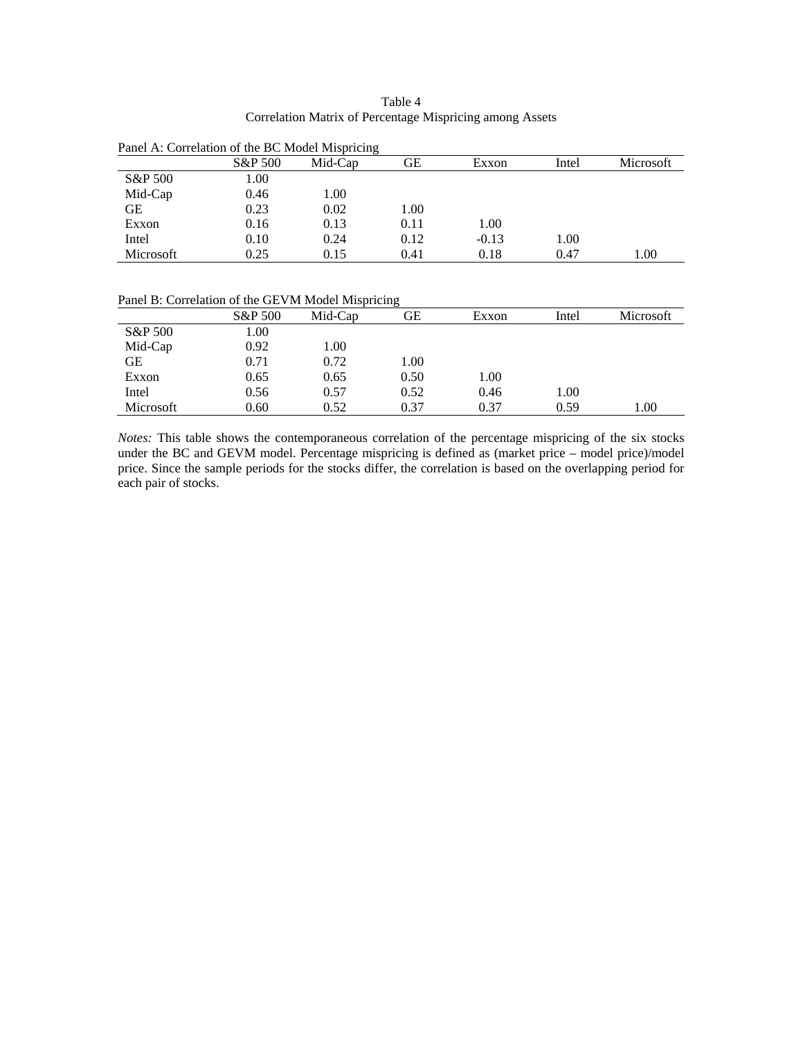Table 4

Correlation Matrix of Percentage Mispricing among Assets

Panel A: Correlation of the BC Model Mispricing

| | S&P 500 | Mid-Cap | GE | Exxon | Intel | Microsoft |
|---|---|---|---|---|---|---|
| S&P 500 | 1.00 | | | | | |
| Mid-Cap | 0.46 | 1.00 | | | | |
| GE | 0.23 | 0.02 | 1.00 | | | |
| Exxon | 0.16 | 0.13 | 0.11 | 1.00 | | |
| Intel | 0.10 | 0.24 | 0.12 | -0.13 | 1.00 | |
| Microsoft | 0.25 | 0.15 | 0.41 | 0.18 | 0.47 | 1.00 |

Panel B: Correlation of the GEVM Model Mispricing

| | S&P 500 | Mid-Cap | GE | Exxon | Intel | Microsoft |
|---|---|---|---|---|---|---|
| S&P 500 | 1.00 | | | | | |
| Mid-Cap | 0.92 | 1.00 | | | | |
| GE | 0.71 | 0.72 | 1.00 | | | |
| Exxon | 0.65 | 0.65 | 0.50 | 1.00 | | |
| Intel | 0.56 | 0.57 | 0.52 | 0.46 | 1.00 | |
| Microsoft | 0.60 | 0.52 | 0.37 | 0.37 | 0.59 | 1.00 |

*Notes:* This table shows the contemporaneous correlation of the percentage mispricing of the six stocks under the BC and GEVM model. Percentage mispricing is defined as (market price – model price)/model price. Since the sample periods for the stocks differ, the correlation is based on the overlapping period for each pair of stocks.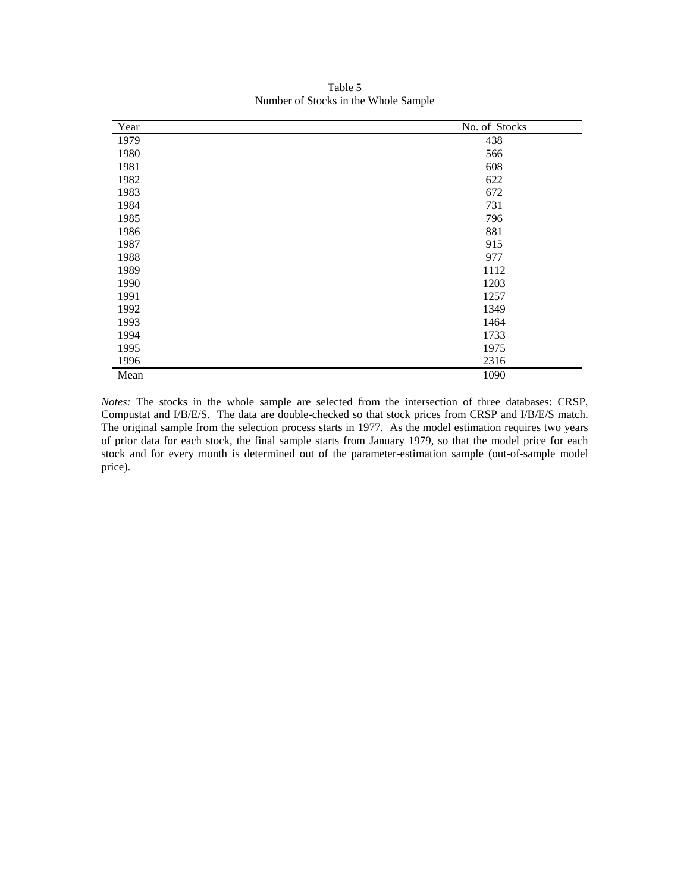Table 5
Number of Stocks in the Whole Sample

| Year | No. of Stocks |
|---|---|
| 1979 | 438 |
| 1980 | 566 |
| 1981 | 608 |
| 1982 | 622 |
| 1983 | 672 |
| 1984 | 731 |
| 1985 | 796 |
| 1986 | 881 |
| 1987 | 915 |
| 1988 | 977 |
| 1989 | 1112 |
| 1990 | 1203 |
| 1991 | 1257 |
| 1992 | 1349 |
| 1993 | 1464 |
| 1994 | 1733 |
| 1995 | 1975 |
| 1996 | 2316 |
| Mean | 1090 |

*Notes:* The stocks in the whole sample are selected from the intersection of three databases: CRSP, Compustat and I/B/E/S. The data are double-checked so that stock prices from CRSP and I/B/E/S match. The original sample from the selection process starts in 1977. As the model estimation requires two years of prior data for each stock, the final sample starts from January 1979, so that the model price for each stock and for every month is determined out of the parameter-estimation sample (out-of-sample model price).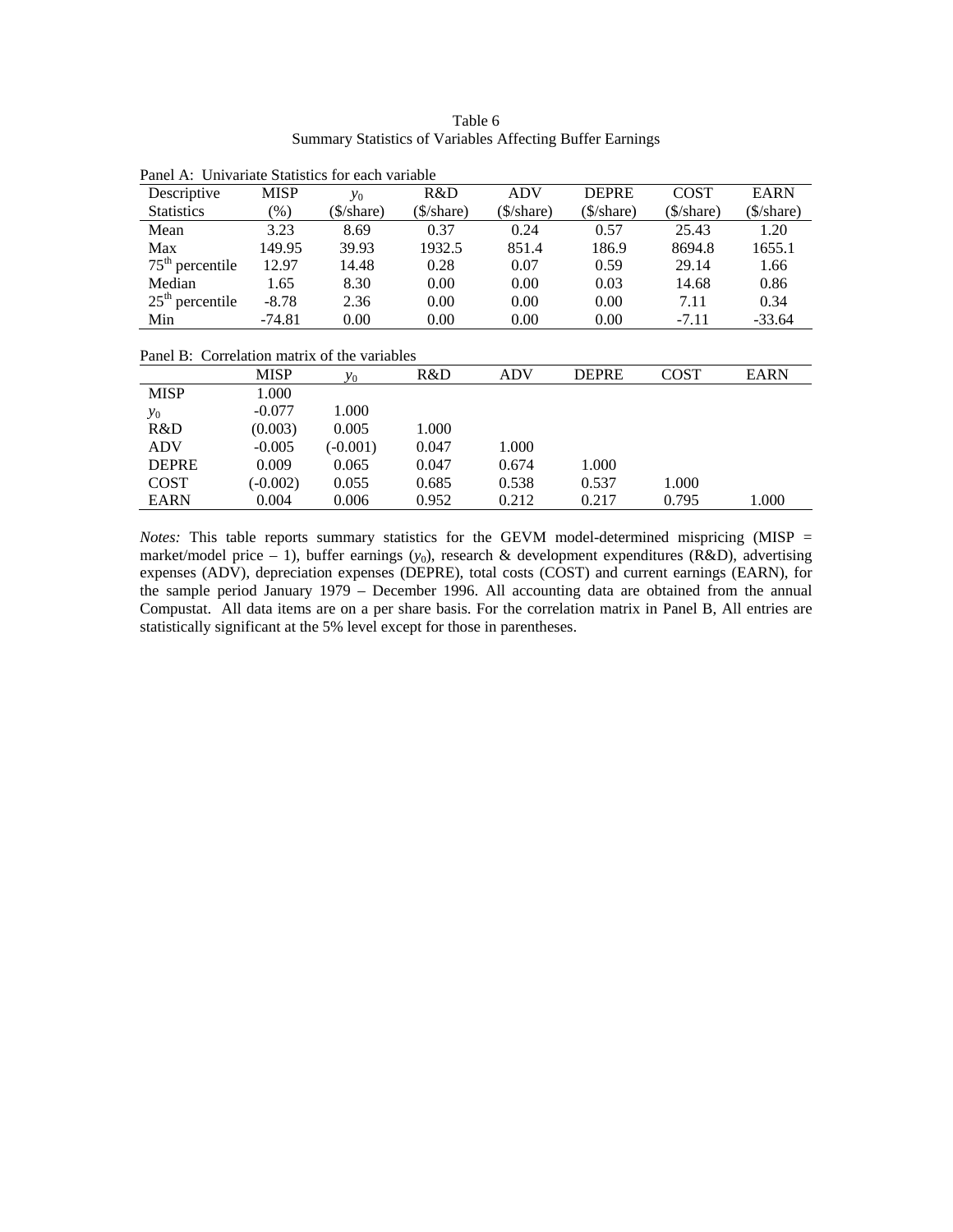Table 6
Summary Statistics of Variables Affecting Buffer Earnings

Panel A: Univariate Statistics for each variable

| Descriptive Statistics | MISP (%) | $y_0$ ($/share) | R&D ($/share) | ADV ($/share) | DEPRE ($/share) | COST ($/share) | EARN ($/share) |
|---|---|---|---|---|---|---|---|
| Mean | 3.23 | 8.69 | 0.37 | 0.24 | 0.57 | 25.43 | 1.20 |
| Max | 149.95 | 39.93 | 1932.5 | 851.4 | 186.9 | 8694.8 | 1655.1 |
| $75^{th}$ percentile | 12.97 | 14.48 | 0.28 | 0.07 | 0.59 | 29.14 | 1.66 |
| Median | 1.65 | 8.30 | 0.00 | 0.00 | 0.03 | 14.68 | 0.86 |
| $25^{th}$ percentile | -8.78 | 2.36 | 0.00 | 0.00 | 0.00 | 7.11 | 0.34 |
| Min | -74.81 | 0.00 | 0.00 | 0.00 | 0.00 | -7.11 | -33.64 |

Panel B: Correlation matrix of the variables

| | MISP | $y_0$ | R&D | ADV | DEPRE | COST | EARN |
|---|---|---|---|---|---|---|---|
| MISP | 1.000 | | | | | | |
| $y_0$ | -0.077 | 1.000 | | | | | |
| R&D | (0.003) | 0.005 | 1.000 | | | | |
| ADV | -0.005 | (-0.001) | 0.047 | 1.000 | | | |
| DEPRE | 0.009 | 0.065 | 0.047 | 0.674 | 1.000 | | |
| COST | (-0.002) | 0.055 | 0.685 | 0.538 | 0.537 | 1.000 | |
| EARN | 0.004 | 0.006 | 0.952 | 0.212 | 0.217 | 0.795 | 1.000 |

*Notes:* This table reports summary statistics for the GEVM model-determined mispricing (MISP = market/model price – 1), buffer earnings ($y_0$), research & development expenditures (R&D), advertising expenses (ADV), depreciation expenses (DEPRE), total costs (COST) and current earnings (EARN), for the sample period January 1979 – December 1996. All accounting data are obtained from the annual Compustat. All data items are on a per share basis. For the correlation matrix in Panel B, All entries are statistically significant at the 5% level except for those in parentheses.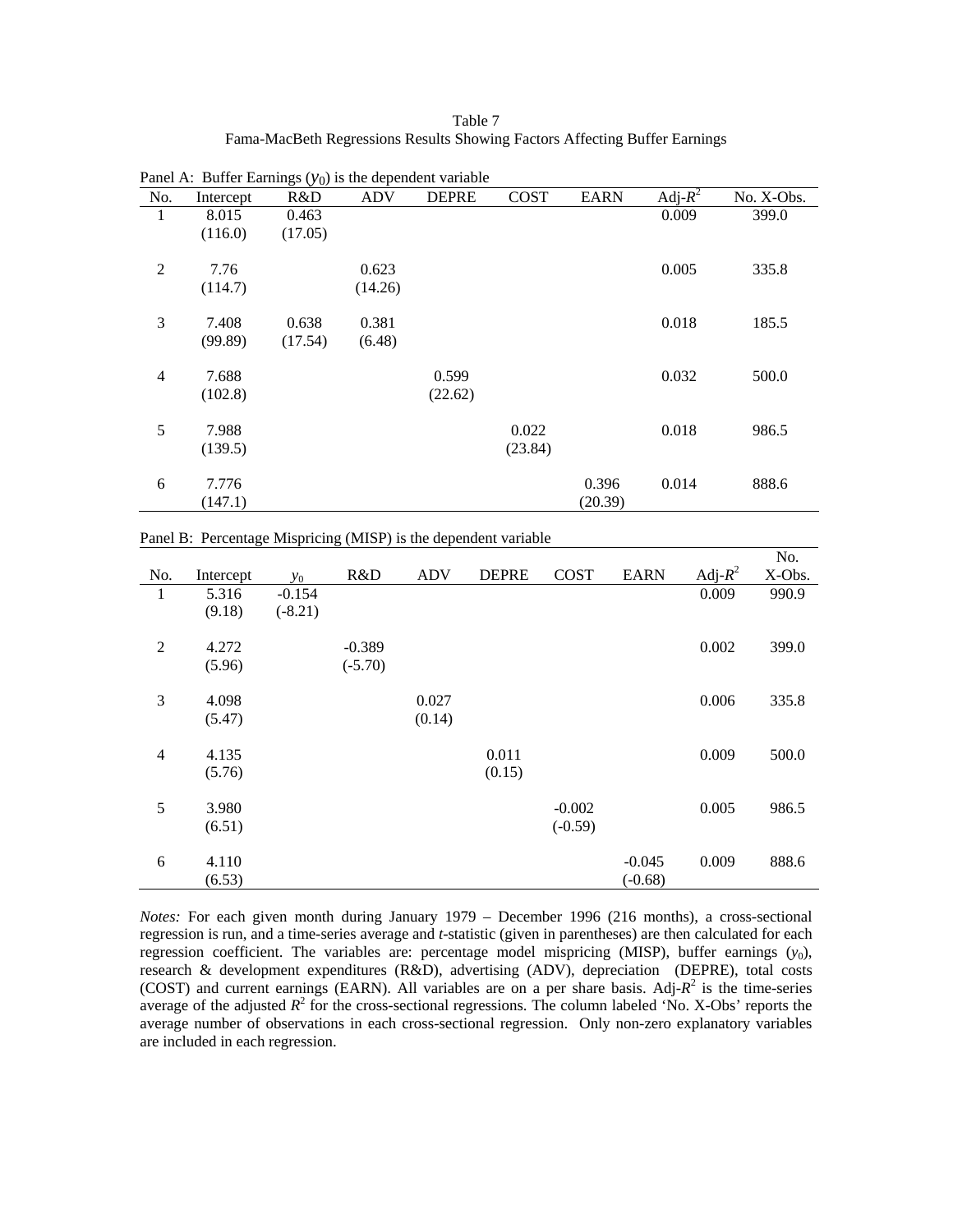Table 7
Fama-MacBeth Regressions Results Showing Factors Affecting Buffer Earnings

Panel A: Buffer Earnings ($y_0$) is the dependent variable

| No. | Intercept | R&D | ADV | DEPRE | COST | EARN | Adj-$R^2$ | No. X-Obs. |
|---|---|---|---|---|---|---|---|---|
| 1 | 8.015 | 0.463 | | | | | 0.009 | 399.0 |
| | (116.0) | (17.05) | | | | | | |
| 2 | 7.76 | | 0.623 | | | | 0.005 | 335.8 |
| | (114.7) | | (14.26) | | | | | |
| 3 | 7.408 | 0.638 | 0.381 | | | | 0.018 | 185.5 |
| | (99.89) | (17.54) | (6.48) | | | | | |
| 4 | 7.688 | | | 0.599 | | | 0.032 | 500.0 |
| | (102.8) | | | (22.62) | | | | |
| 5 | 7.988 | | | | 0.022 | | 0.018 | 986.5 |
| | (139.5) | | | | (23.84) | | | |
| 6 | 7.776 | | | | | 0.396 | 0.014 | 888.6 |
| | (147.1) | | | | | (20.39) | | |

Panel B: Percentage Mispricing (MISP) is the dependent variable

| No. | Intercept | $y_0$ | R&D | ADV | DEPRE | COST | EARN | Adj-$R^2$ | No. X-Obs. |
|---|---|---|---|---|---|---|---|---|---|
| 1 | 5.316 | -0.154 | | | | | | 0.009 | 990.9 |
| | (9.18) | (-8.21) | | | | | | | |
| 2 | 4.272 | | -0.389 | | | | | 0.002 | 399.0 |
| | (5.96) | | (-5.70) | | | | | | |
| 3 | 4.098 | | | 0.027 | | | | 0.006 | 335.8 |
| | (5.47) | | | (0.14) | | | | | |
| 4 | 4.135 | | | | 0.011 | | | 0.009 | 500.0 |
| | (5.76) | | | | (0.15) | | | | |
| 5 | 3.980 | | | | | -0.002 | | 0.005 | 986.5 |
| | (6.51) | | | | | (-0.59) | | | |
| 6 | 4.110 | | | | | | -0.045 | 0.009 | 888.6 |
| | (6.53) | | | | | | (-0.68) | | |

*Notes:* For each given month during January 1979 – December 1996 (216 months), a cross-sectional regression is run, and a time-series average and *t*-statistic (given in parentheses) are then calculated for each regression coefficient. The variables are: percentage model mispricing (MISP), buffer earnings ($y_0$), research & development expenditures (R&D), advertising (ADV), depreciation (DEPRE), total costs (COST) and current earnings (EARN). All variables are on a per share basis. Adj-$R^2$ is the time-series average of the adjusted $R^2$ for the cross-sectional regressions. The column labeled 'No. X-Obs' reports the average number of observations in each cross-sectional regression. Only non-zero explanatory variables are included in each regression.